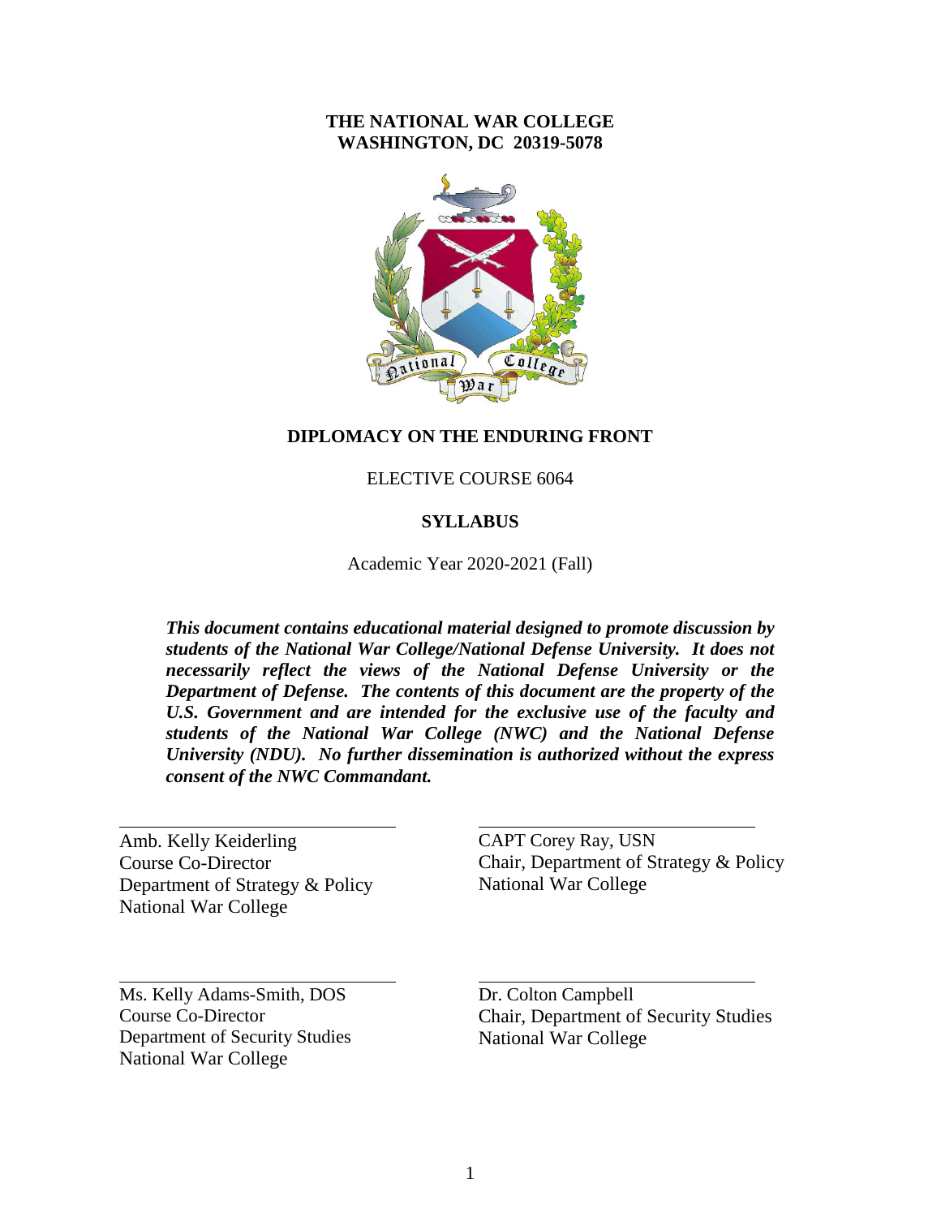**THE NATIONAL WAR COLLEGE**
**WASHINGTON, DC 20319-5078**

# DIPLOMACY ON THE ENDURING FRONT

ELECTIVE COURSE 6064

## SYLLABUS

Academic Year 2020-2021 (Fall)

***This document contains educational material designed to promote discussion by students of the National War College/National Defense University. It does not necessarily reflect the views of the National Defense University or the Department of Defense. The contents of this document are the property of the U.S. Government and are intended for the exclusive use of the faculty and students of the National War College (NWC) and the National Defense University (NDU). No further dissemination is authorized without the express consent of the NWC Commandant.***

Amb. Kelly Keiderling
Course Co-Director
Department of Strategy & Policy
National War College

CAPT Corey Ray, USN
Chair, Department of Strategy & Policy
National War College

Ms. Kelly Adams-Smith, DOS
Course Co-Director
Department of Security Studies
National War College

Dr. Colton Campbell
Chair, Department of Security Studies
National War College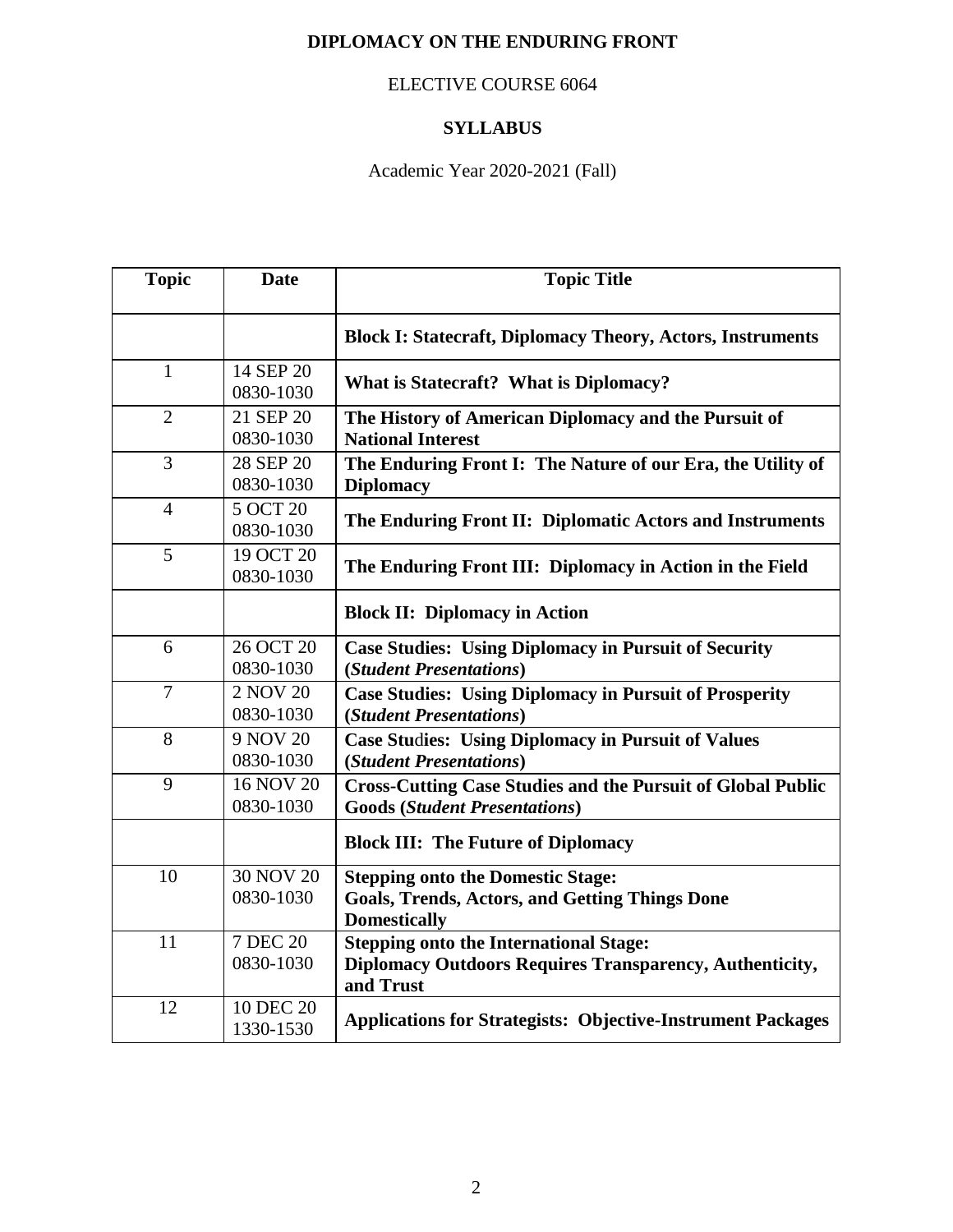**DIPLOMACY ON THE ENDURING FRONT**

ELECTIVE COURSE 6064

**SYLLABUS**

Academic Year 2020-2021 (Fall)

| Topic | Date | Topic Title |
|---|---|---|
| | | **Block I: Statecraft, Diplomacy Theory, Actors, Instruments** |
| 1 | 14 SEP 20 0830-1030 | **What is Statecraft? What is Diplomacy?** |
| 2 | 21 SEP 20 0830-1030 | **The History of American Diplomacy and the Pursuit of National Interest** |
| 3 | 28 SEP 20 0830-1030 | **The Enduring Front I: The Nature of our Era, the Utility of Diplomacy** |
| 4 | 5 OCT 20 0830-1030 | **The Enduring Front II: Diplomatic Actors and Instruments** |
| 5 | 19 OCT 20 0830-1030 | **The Enduring Front III: Diplomacy in Action in the Field** |
| | | **Block II: Diplomacy in Action** |
| 6 | 26 OCT 20 0830-1030 | **Case Studies: Using Diplomacy in Pursuit of Security (*Student Presentations*)** |
| 7 | 2 NOV 20 0830-1030 | **Case Studies: Using Diplomacy in Pursuit of Prosperity (*Student Presentations*)** |
| 8 | 9 NOV 20 0830-1030 | **Case Studies: Using Diplomacy in Pursuit of Values (*Student Presentations*)** |
| 9 | 16 NOV 20 0830-1030 | **Cross-Cutting Case Studies and the Pursuit of Global Public Goods (*Student Presentations*)** |
| | | **Block III: The Future of Diplomacy** |
| 10 | 30 NOV 20 0830-1030 | **Stepping onto the Domestic Stage: Goals, Trends, Actors, and Getting Things Done Domestically** |
| 11 | 7 DEC 20 0830-1030 | **Stepping onto the International Stage: Diplomacy Outdoors Requires Transparency, Authenticity, and Trust** |
| 12 | 10 DEC 20 1330-1530 | **Applications for Strategists: Objective-Instrument Packages** |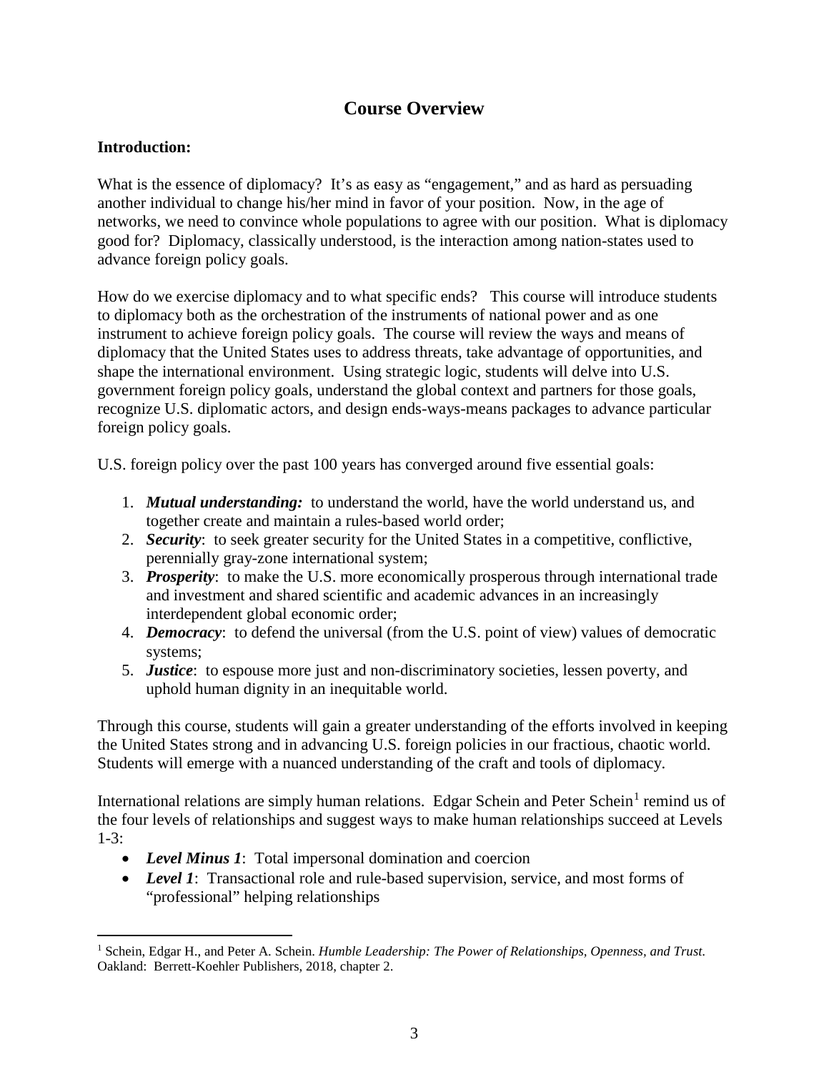# Course Overview

**Introduction:**

What is the essence of diplomacy? It's as easy as "engagement," and as hard as persuading another individual to change his/her mind in favor of your position. Now, in the age of networks, we need to convince whole populations to agree with our position. What is diplomacy good for? Diplomacy, classically understood, is the interaction among nation-states used to advance foreign policy goals.

How do we exercise diplomacy and to what specific ends? This course will introduce students to diplomacy both as the orchestration of the instruments of national power and as one instrument to achieve foreign policy goals. The course will review the ways and means of diplomacy that the United States uses to address threats, take advantage of opportunities, and shape the international environment. Using strategic logic, students will delve into U.S. government foreign policy goals, understand the global context and partners for those goals, recognize U.S. diplomatic actors, and design ends-ways-means packages to advance particular foreign policy goals.

U.S. foreign policy over the past 100 years has converged around five essential goals:

1. ***Mutual understanding:*** to understand the world, have the world understand us, and together create and maintain a rules-based world order;
2. ***Security***: to seek greater security for the United States in a competitive, conflictive, perennially gray-zone international system;
3. ***Prosperity***: to make the U.S. more economically prosperous through international trade and investment and shared scientific and academic advances in an increasingly interdependent global economic order;
4. ***Democracy***: to defend the universal (from the U.S. point of view) values of democratic systems;
5. ***Justice***: to espouse more just and non-discriminatory societies, lessen poverty, and uphold human dignity in an inequitable world.

Through this course, students will gain a greater understanding of the efforts involved in keeping the United States strong and in advancing U.S. foreign policies in our fractious, chaotic world. Students will emerge with a nuanced understanding of the craft and tools of diplomacy.

International relations are simply human relations. Edgar Schein and Peter Schein[1] remind us of the four levels of relationships and suggest ways to make human relationships succeed at Levels 1-3:

- ***Level Minus 1***: Total impersonal domination and coercion
- ***Level 1***: Transactional role and rule-based supervision, service, and most forms of "professional" helping relationships

[1] Schein, Edgar H., and Peter A. Schein. *Humble Leadership: The Power of Relationships, Openness, and Trust.* Oakland: Berrett-Koehler Publishers, 2018, chapter 2.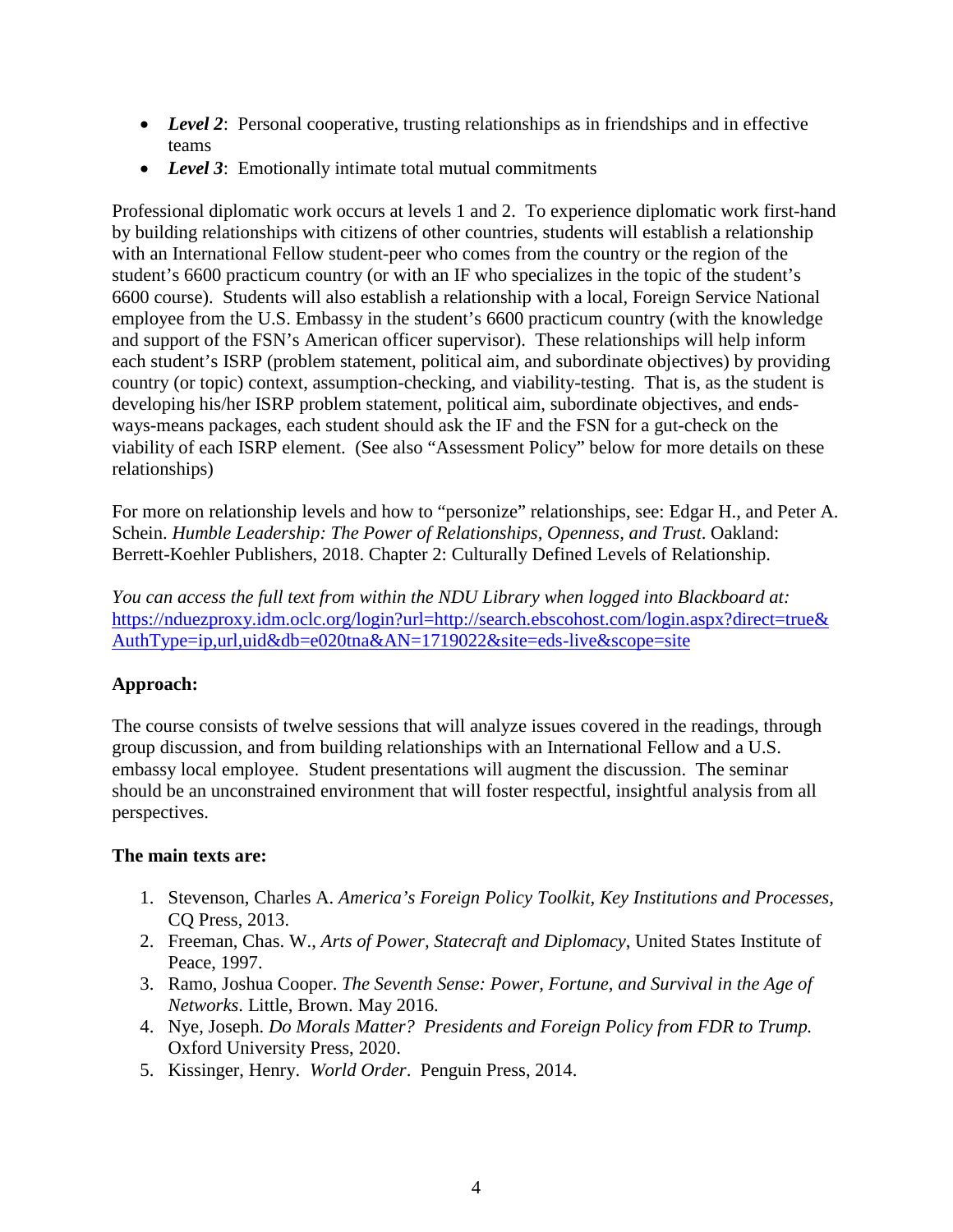- ***Level 2***: Personal cooperative, trusting relationships as in friendships and in effective teams
- ***Level 3***: Emotionally intimate total mutual commitments

Professional diplomatic work occurs at levels 1 and 2. To experience diplomatic work first-hand by building relationships with citizens of other countries, students will establish a relationship with an International Fellow student-peer who comes from the country or the region of the student's 6600 practicum country (or with an IF who specializes in the topic of the student's 6600 course). Students will also establish a relationship with a local, Foreign Service National employee from the U.S. Embassy in the student's 6600 practicum country (with the knowledge and support of the FSN's American officer supervisor). These relationships will help inform each student's ISRP (problem statement, political aim, and subordinate objectives) by providing country (or topic) context, assumption-checking, and viability-testing. That is, as the student is developing his/her ISRP problem statement, political aim, subordinate objectives, and ends-ways-means packages, each student should ask the IF and the FSN for a gut-check on the viability of each ISRP element. (See also "Assessment Policy" below for more details on these relationships)

For more on relationship levels and how to "personize" relationships, see: Edgar H., and Peter A. Schein. *Humble Leadership: The Power of Relationships, Openness, and Trust*. Oakland: Berrett-Koehler Publishers, 2018. Chapter 2: Culturally Defined Levels of Relationship.

*You can access the full text from within the NDU Library when logged into Blackboard at:* [https://nduezproxy.idm.oclc.org/login?url=http://search.ebscohost.com/login.aspx?direct=true&AuthType=ip,url,uid&db=e020tna&AN=1719022&site=eds-live&scope=site](https://nduezproxy.idm.oclc.org/login?url=http://search.ebscohost.com/login.aspx?direct=true&AuthType=ip,url,uid&db=e020tna&AN=1719022&site=eds-live&scope=site)

**Approach:**

The course consists of twelve sessions that will analyze issues covered in the readings, through group discussion, and from building relationships with an International Fellow and a U.S. embassy local employee. Student presentations will augment the discussion. The seminar should be an unconstrained environment that will foster respectful, insightful analysis from all perspectives.

**The main texts are:**

1. Stevenson, Charles A. *America's Foreign Policy Toolkit, Key Institutions and Processes*, CQ Press, 2013.
2. Freeman, Chas. W., *Arts of Power, Statecraft and Diplomacy*, United States Institute of Peace, 1997.
3. Ramo, Joshua Cooper. *The Seventh Sense: Power, Fortune, and Survival in the Age of Networks*. Little, Brown. May 2016.
4. Nye, Joseph. *Do Morals Matter? Presidents and Foreign Policy from FDR to Trump.* Oxford University Press, 2020.
5. Kissinger, Henry. *World Order*. Penguin Press, 2014.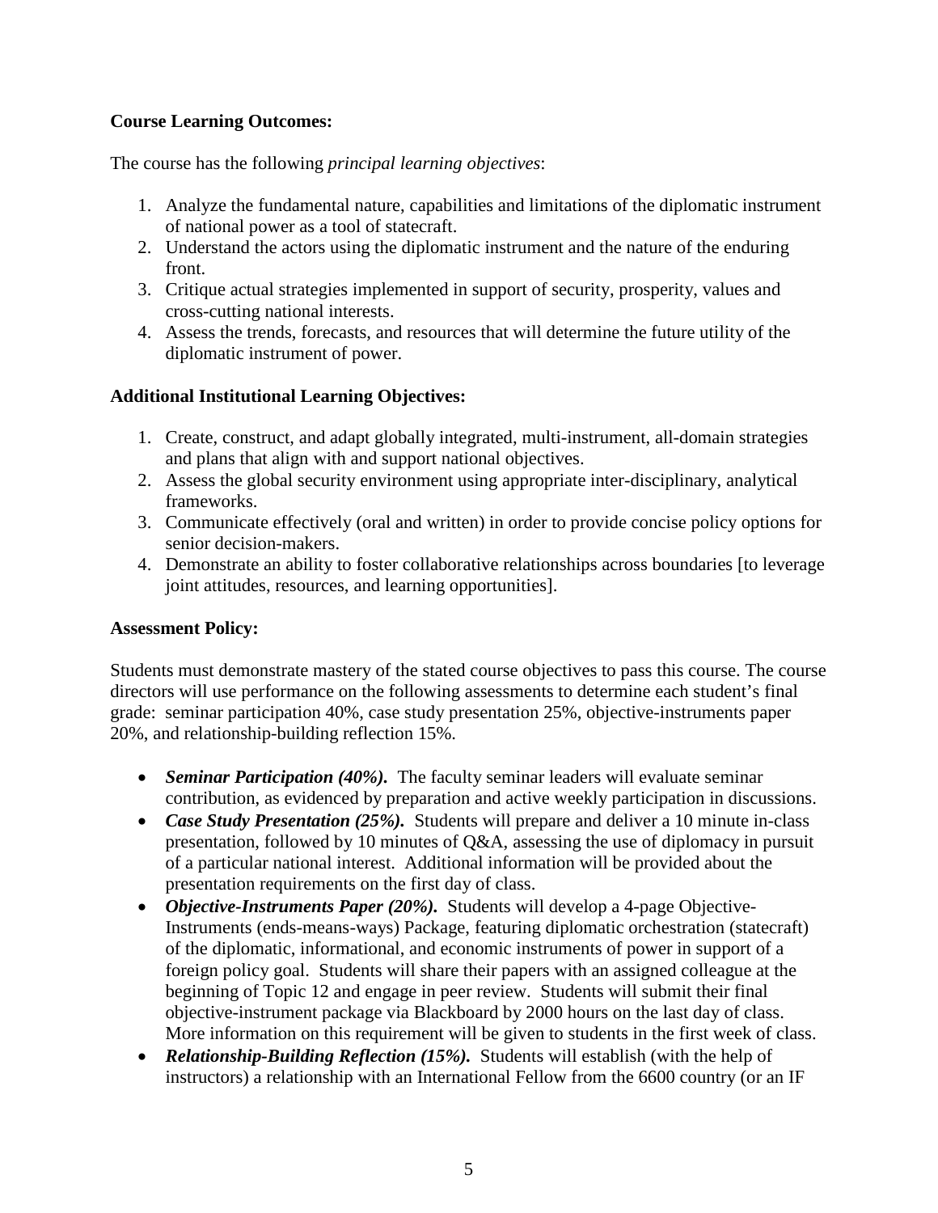**Course Learning Outcomes:**

The course has the following *principal learning objectives*:

1. Analyze the fundamental nature, capabilities and limitations of the diplomatic instrument of national power as a tool of statecraft.
2. Understand the actors using the diplomatic instrument and the nature of the enduring front.
3. Critique actual strategies implemented in support of security, prosperity, values and cross-cutting national interests.
4. Assess the trends, forecasts, and resources that will determine the future utility of the diplomatic instrument of power.

**Additional Institutional Learning Objectives:**

1. Create, construct, and adapt globally integrated, multi-instrument, all-domain strategies and plans that align with and support national objectives.
2. Assess the global security environment using appropriate inter-disciplinary, analytical frameworks.
3. Communicate effectively (oral and written) in order to provide concise policy options for senior decision-makers.
4. Demonstrate an ability to foster collaborative relationships across boundaries [to leverage joint attitudes, resources, and learning opportunities].

**Assessment Policy:**

Students must demonstrate mastery of the stated course objectives to pass this course. The course directors will use performance on the following assessments to determine each student's final grade: seminar participation 40%, case study presentation 25%, objective-instruments paper 20%, and relationship-building reflection 15%.

- ***Seminar Participation (40%).*** The faculty seminar leaders will evaluate seminar contribution, as evidenced by preparation and active weekly participation in discussions.
- ***Case Study Presentation (25%).*** Students will prepare and deliver a 10 minute in-class presentation, followed by 10 minutes of Q&A, assessing the use of diplomacy in pursuit of a particular national interest. Additional information will be provided about the presentation requirements on the first day of class.
- ***Objective-Instruments Paper (20%).*** Students will develop a 4-page Objective-Instruments (ends-means-ways) Package, featuring diplomatic orchestration (statecraft) of the diplomatic, informational, and economic instruments of power in support of a foreign policy goal. Students will share their papers with an assigned colleague at the beginning of Topic 12 and engage in peer review. Students will submit their final objective-instrument package via Blackboard by 2000 hours on the last day of class. More information on this requirement will be given to students in the first week of class.
- ***Relationship-Building Reflection (15%).*** Students will establish (with the help of instructors) a relationship with an International Fellow from the 6600 country (or an IF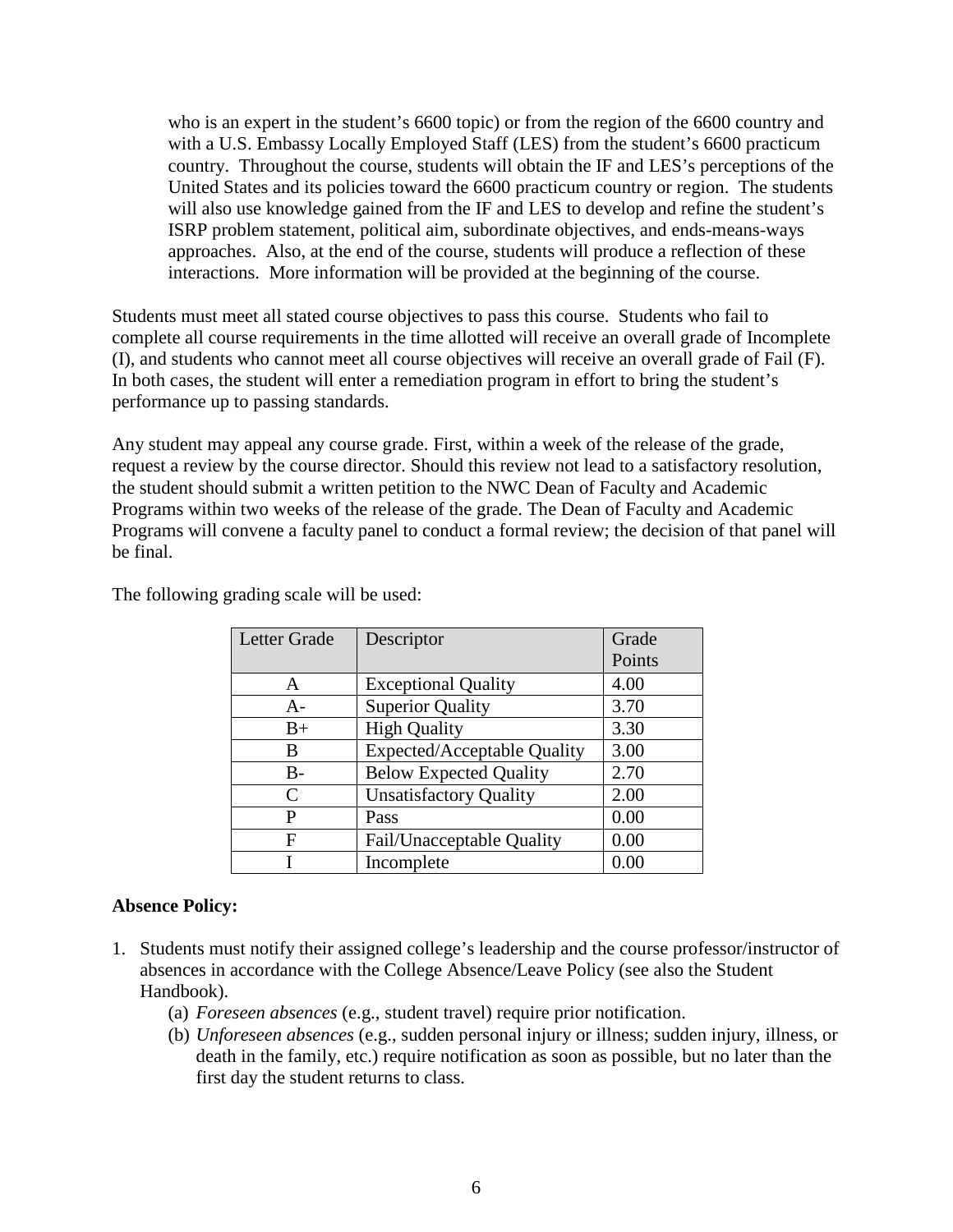who is an expert in the student's 6600 topic) or from the region of the 6600 country and with a U.S. Embassy Locally Employed Staff (LES) from the student's 6600 practicum country. Throughout the course, students will obtain the IF and LES's perceptions of the United States and its policies toward the 6600 practicum country or region. The students will also use knowledge gained from the IF and LES to develop and refine the student's ISRP problem statement, political aim, subordinate objectives, and ends-means-ways approaches. Also, at the end of the course, students will produce a reflection of these interactions. More information will be provided at the beginning of the course.

Students must meet all stated course objectives to pass this course. Students who fail to complete all course requirements in the time allotted will receive an overall grade of Incomplete (I), and students who cannot meet all course objectives will receive an overall grade of Fail (F). In both cases, the student will enter a remediation program in effort to bring the student's performance up to passing standards.

Any student may appeal any course grade. First, within a week of the release of the grade, request a review by the course director. Should this review not lead to a satisfactory resolution, the student should submit a written petition to the NWC Dean of Faculty and Academic Programs within two weeks of the release of the grade. The Dean of Faculty and Academic Programs will convene a faculty panel to conduct a formal review; the decision of that panel will be final.

The following grading scale will be used:

| Letter Grade | Descriptor | Grade Points |
|---|---|---|
| A | Exceptional Quality | 4.00 |
| A- | Superior Quality | 3.70 |
| B+ | High Quality | 3.30 |
| B | Expected/Acceptable Quality | 3.00 |
| B- | Below Expected Quality | 2.70 |
| C | Unsatisfactory Quality | 2.00 |
| P | Pass | 0.00 |
| F | Fail/Unacceptable Quality | 0.00 |
| I | Incomplete | 0.00 |

**Absence Policy:**

1. Students must notify their assigned college's leadership and the course professor/instructor of absences in accordance with the College Absence/Leave Policy (see also the Student Handbook).
    (a) *Foreseen absences* (e.g., student travel) require prior notification.
    (b) *Unforeseen absences* (e.g., sudden personal injury or illness; sudden injury, illness, or death in the family, etc.) require notification as soon as possible, but no later than the first day the student returns to class.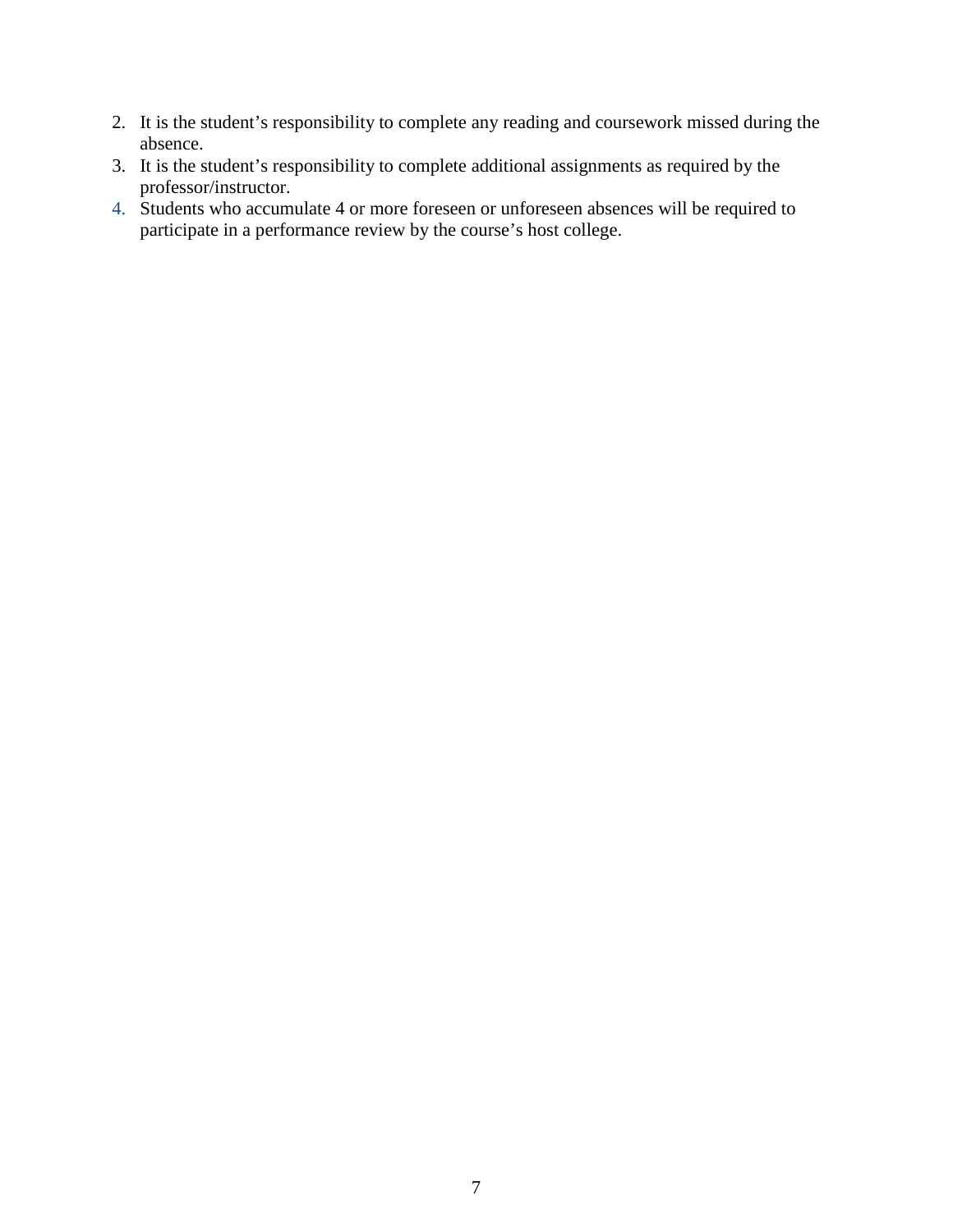2. It is the student's responsibility to complete any reading and coursework missed during the absence.
3. It is the student's responsibility to complete additional assignments as required by the professor/instructor.
4. Students who accumulate 4 or more foreseen or unforeseen absences will be required to participate in a performance review by the course's host college.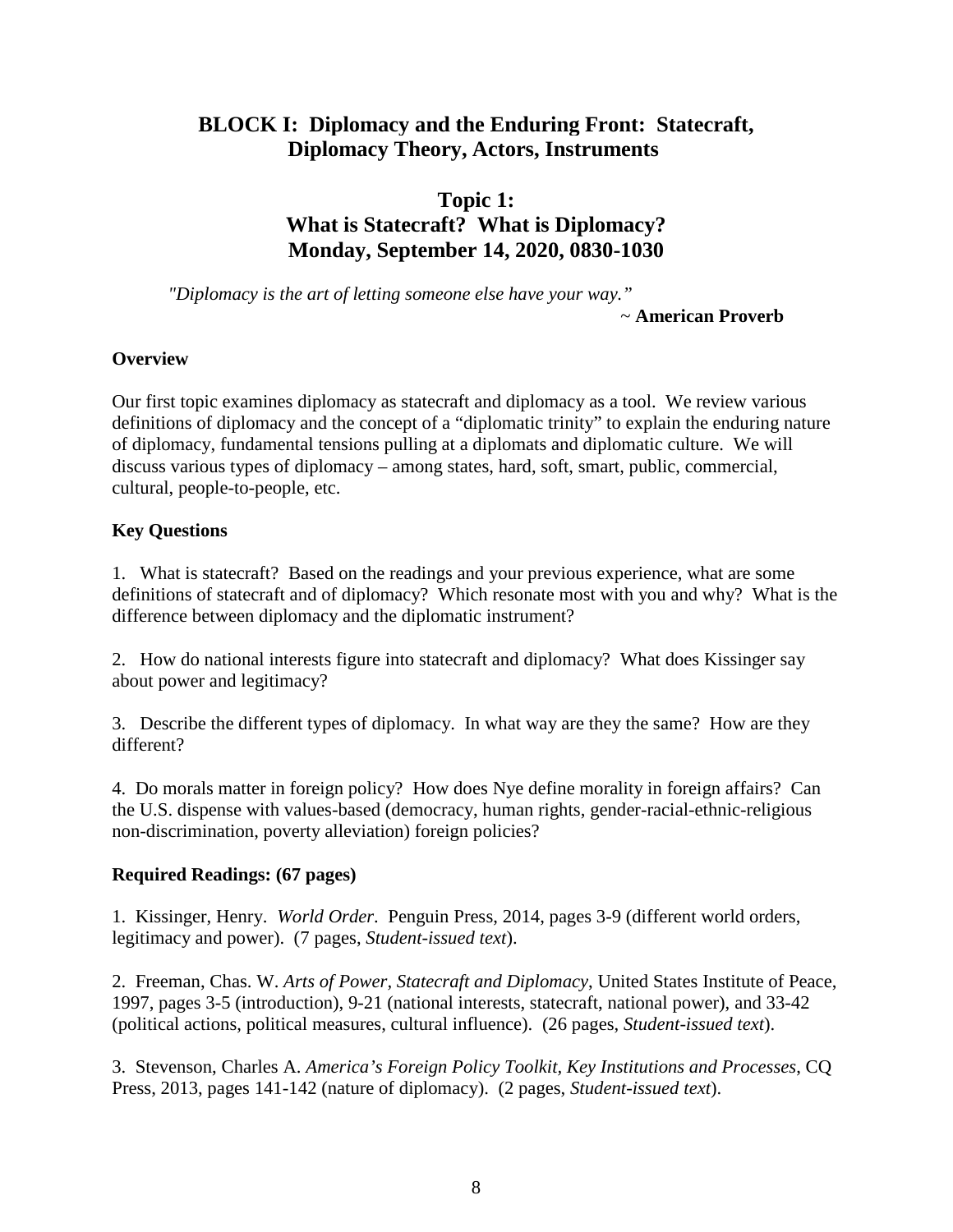## BLOCK I: Diplomacy and the Enduring Front: Statecraft, Diplomacy Theory, Actors, Instruments

### Topic 1:
### What is Statecraft? What is Diplomacy?
### Monday, September 14, 2020, 0830-1030

*"Diplomacy is the art of letting someone else have your way."*

~ **American Proverb**

**Overview**

Our first topic examines diplomacy as statecraft and diplomacy as a tool. We review various definitions of diplomacy and the concept of a "diplomatic trinity" to explain the enduring nature of diplomacy, fundamental tensions pulling at a diplomats and diplomatic culture. We will discuss various types of diplomacy – among states, hard, soft, smart, public, commercial, cultural, people-to-people, etc.

**Key Questions**

1. What is statecraft? Based on the readings and your previous experience, what are some definitions of statecraft and of diplomacy? Which resonate most with you and why? What is the difference between diplomacy and the diplomatic instrument?

2. How do national interests figure into statecraft and diplomacy? What does Kissinger say about power and legitimacy?

3. Describe the different types of diplomacy. In what way are they the same? How are they different?

4. Do morals matter in foreign policy? How does Nye define morality in foreign affairs? Can the U.S. dispense with values-based (democracy, human rights, gender-racial-ethnic-religious non-discrimination, poverty alleviation) foreign policies?

**Required Readings: (67 pages)**

1. Kissinger, Henry. *World Order*. Penguin Press, 2014, pages 3-9 (different world orders, legitimacy and power). (7 pages, *Student-issued text*).

2. Freeman, Chas. W. *Arts of Power, Statecraft and Diplomacy*, United States Institute of Peace, 1997, pages 3-5 (introduction), 9-21 (national interests, statecraft, national power), and 33-42 (political actions, political measures, cultural influence). (26 pages, *Student-issued text*).

3. Stevenson, Charles A. *America's Foreign Policy Toolkit, Key Institutions and Processes*, CQ Press, 2013, pages 141-142 (nature of diplomacy). (2 pages, *Student-issued text*).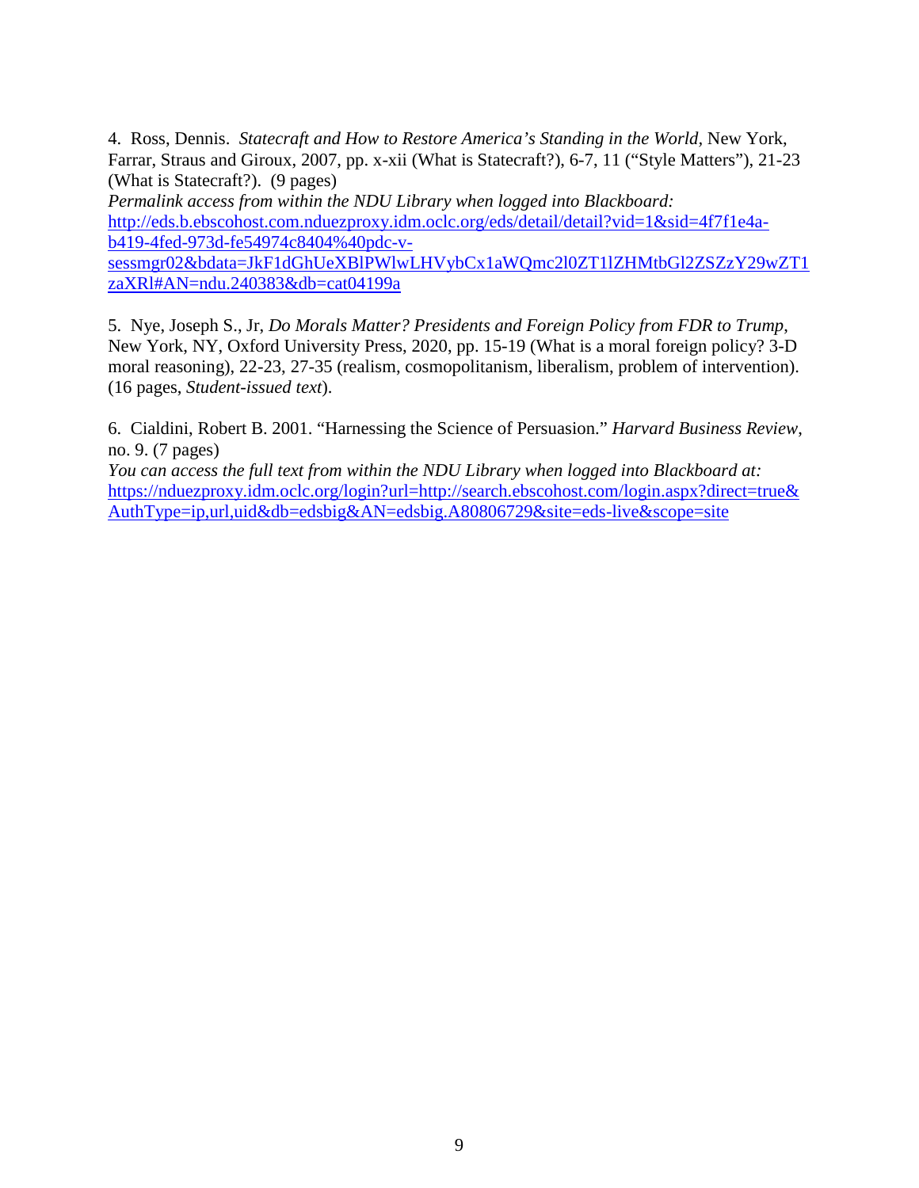4. Ross, Dennis. *Statecraft and How to Restore America's Standing in the World*, New York, Farrar, Straus and Giroux, 2007, pp. x-xii (What is Statecraft?), 6-7, 11 ("Style Matters"), 21-23 (What is Statecraft?). (9 pages)
*Permalink access from within the NDU Library when logged into Blackboard:*
http://eds.b.ebscohost.com.nduezproxy.idm.oclc.org/eds/detail/detail?vid=1&sid=4f7f1e4a-b419-4fed-973d-fe54974c8404%40pdc-v-sessmgr02&bdata=JkF1dGhUeXBlPWlwLHVybCx1aWQmc2l0ZT1lZHMtbGl2ZSZzY29wZT1zaXRl#AN=ndu.240383&db=cat04199a

5. Nye, Joseph S., Jr, *Do Morals Matter? Presidents and Foreign Policy from FDR to Trump*, New York, NY, Oxford University Press, 2020, pp. 15-19 (What is a moral foreign policy? 3-D moral reasoning), 22-23, 27-35 (realism, cosmopolitanism, liberalism, problem of intervention). (16 pages, *Student-issued text*).

6. Cialdini, Robert B. 2001. "Harnessing the Science of Persuasion." *Harvard Business Review*, no. 9. (7 pages)
*You can access the full text from within the NDU Library when logged into Blackboard at:*
https://nduezproxy.idm.oclc.org/login?url=http://search.ebscohost.com/login.aspx?direct=true&AuthType=ip,url,uid&db=edsbig&AN=edsbig.A80806729&site=eds-live&scope=site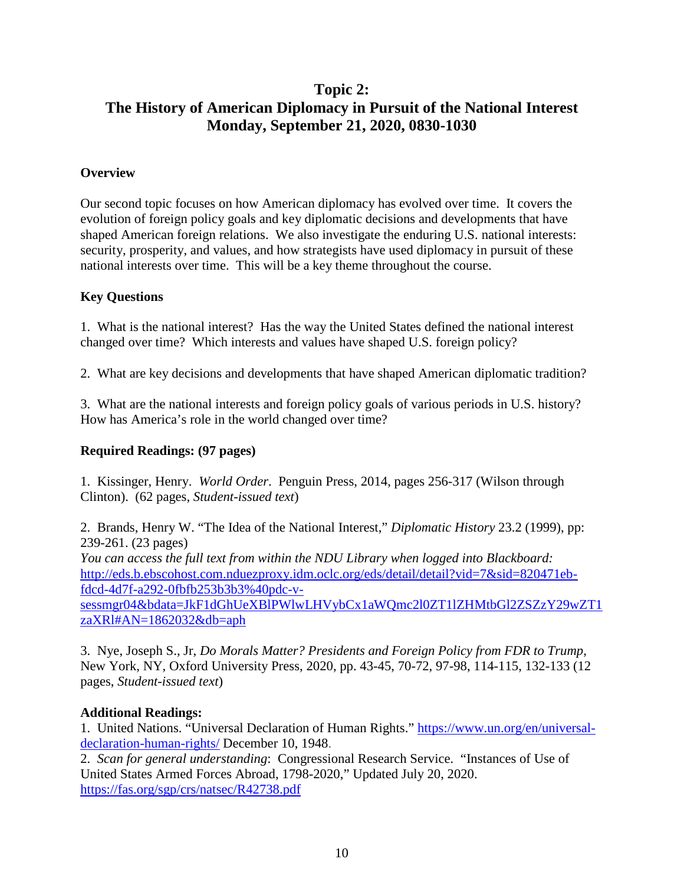# Topic 2:
# The History of American Diplomacy in Pursuit of the National Interest
# Monday, September 21, 2020, 0830-1030

**Overview**

Our second topic focuses on how American diplomacy has evolved over time. It covers the evolution of foreign policy goals and key diplomatic decisions and developments that have shaped American foreign relations. We also investigate the enduring U.S. national interests: security, prosperity, and values, and how strategists have used diplomacy in pursuit of these national interests over time. This will be a key theme throughout the course.

**Key Questions**

1. What is the national interest? Has the way the United States defined the national interest changed over time? Which interests and values have shaped U.S. foreign policy?

2. What are key decisions and developments that have shaped American diplomatic tradition?

3. What are the national interests and foreign policy goals of various periods in U.S. history? How has America's role in the world changed over time?

**Required Readings: (97 pages)**

1. Kissinger, Henry. *World Order*. Penguin Press, 2014, pages 256-317 (Wilson through Clinton). (62 pages, *Student-issued text*)

2. Brands, Henry W. "The Idea of the National Interest," *Diplomatic History* 23.2 (1999), pp: 239-261. (23 pages)
*You can access the full text from within the NDU Library when logged into Blackboard:* http://eds.b.ebscohost.com.nduezproxy.idm.oclc.org/eds/detail/detail?vid=7&sid=820471eb-fdcd-4d7f-a292-0fbfb253b3b3%40pdc-v-sessmgr04&bdata=JkF1dGhUeXBlPWlwLHVybCx1aWQmc2l0ZT1lZHMtbGl2ZSZzY29wZT1zaXRl#AN=1862032&db=aph

3. Nye, Joseph S., Jr, *Do Morals Matter? Presidents and Foreign Policy from FDR to Trump*, New York, NY, Oxford University Press, 2020, pp. 43-45, 70-72, 97-98, 114-115, 132-133 (12 pages, *Student-issued text*)

**Additional Readings:**
1. United Nations. "Universal Declaration of Human Rights." https://www.un.org/en/universal-declaration-human-rights/ December 10, 1948.
2. *Scan for general understanding*: Congressional Research Service. "Instances of Use of United States Armed Forces Abroad, 1798-2020," Updated July 20, 2020. https://fas.org/sgp/crs/natsec/R42738.pdf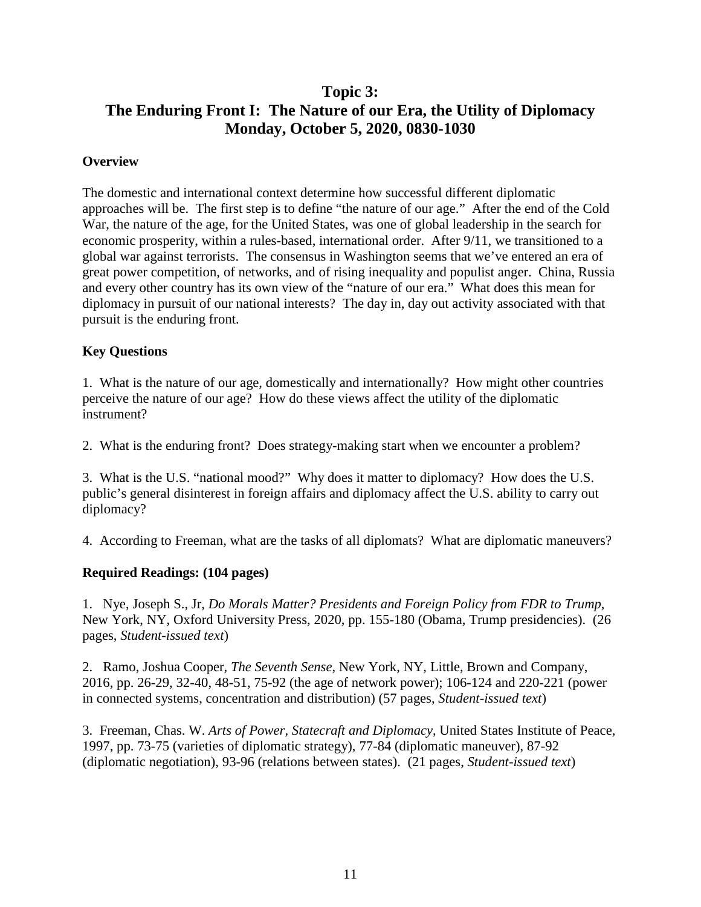# Topic 3:
# The Enduring Front I: The Nature of our Era, the Utility of Diplomacy
# Monday, October 5, 2020, 0830-1030

**Overview**

The domestic and international context determine how successful different diplomatic approaches will be. The first step is to define "the nature of our age." After the end of the Cold War, the nature of the age, for the United States, was one of global leadership in the search for economic prosperity, within a rules-based, international order. After 9/11, we transitioned to a global war against terrorists. The consensus in Washington seems that we've entered an era of great power competition, of networks, and of rising inequality and populist anger. China, Russia and every other country has its own view of the "nature of our era." What does this mean for diplomacy in pursuit of our national interests? The day in, day out activity associated with that pursuit is the enduring front.

**Key Questions**

1. What is the nature of our age, domestically and internationally? How might other countries perceive the nature of our age? How do these views affect the utility of the diplomatic instrument?

2. What is the enduring front? Does strategy-making start when we encounter a problem?

3. What is the U.S. "national mood?" Why does it matter to diplomacy? How does the U.S. public's general disinterest in foreign affairs and diplomacy affect the U.S. ability to carry out diplomacy?

4. According to Freeman, what are the tasks of all diplomats? What are diplomatic maneuvers?

**Required Readings: (104 pages)**

1. Nye, Joseph S., Jr, *Do Morals Matter? Presidents and Foreign Policy from FDR to Trump*, New York, NY, Oxford University Press, 2020, pp. 155-180 (Obama, Trump presidencies). (26 pages, *Student-issued text*)

2. Ramo, Joshua Cooper, *The Seventh Sense*, New York, NY, Little, Brown and Company, 2016, pp. 26-29, 32-40, 48-51, 75-92 (the age of network power); 106-124 and 220-221 (power in connected systems, concentration and distribution) (57 pages, *Student-issued text*)

3. Freeman, Chas. W. *Arts of Power, Statecraft and Diplomacy*, United States Institute of Peace, 1997, pp. 73-75 (varieties of diplomatic strategy), 77-84 (diplomatic maneuver), 87-92 (diplomatic negotiation), 93-96 (relations between states). (21 pages, *Student-issued text*)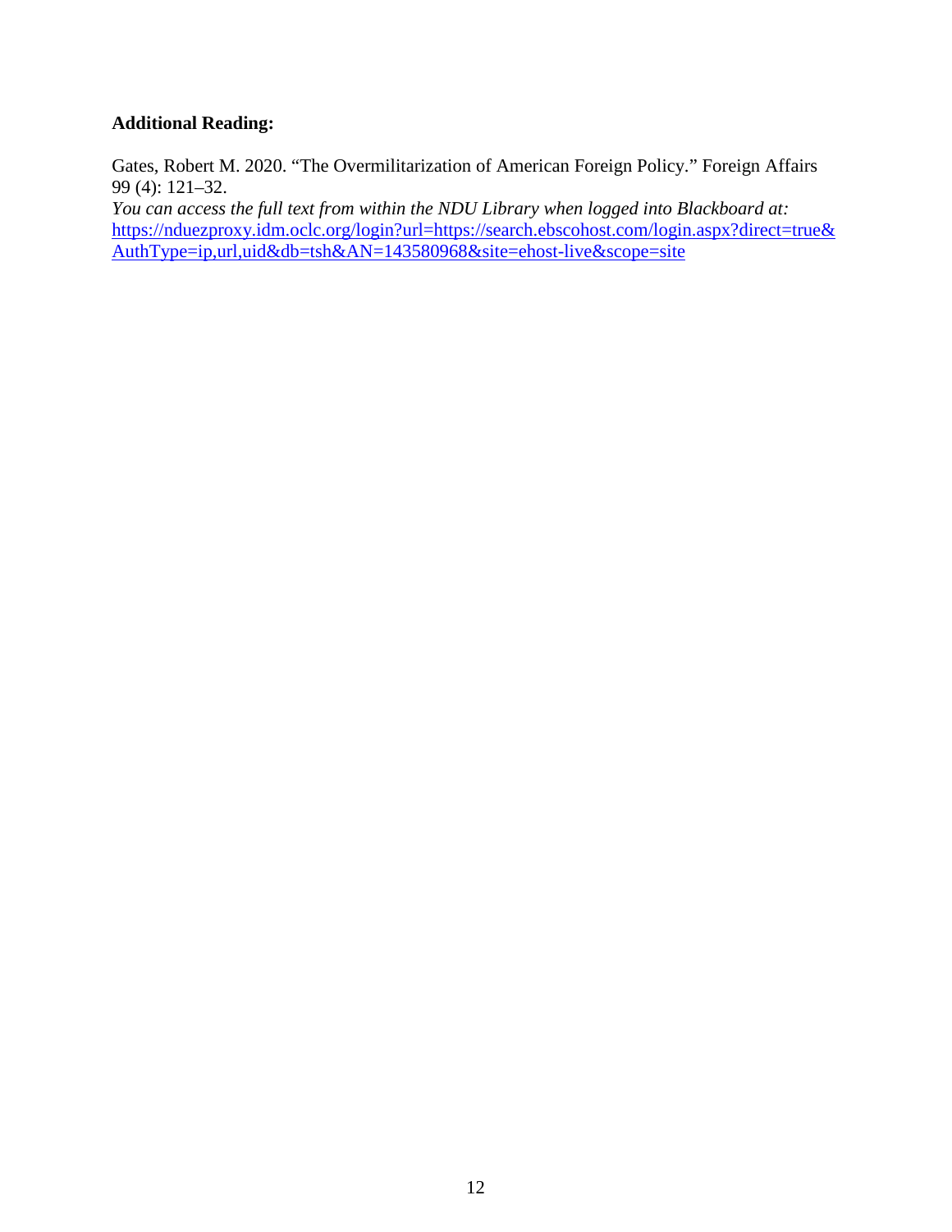**Additional Reading:**

Gates, Robert M. 2020. "The Overmilitarization of American Foreign Policy." Foreign Affairs 99 (4): 121–32.
*You can access the full text from within the NDU Library when logged into Blackboard at:* [https://nduezproxy.idm.oclc.org/login?url=https://search.ebscohost.com/login.aspx?direct=true&AuthType=ip,url,uid&db=tsh&AN=143580968&site=ehost-live&scope=site](https://nduezproxy.idm.oclc.org/login?url=https://search.ebscohost.com/login.aspx?direct=true&AuthType=ip,url,uid&db=tsh&AN=143580968&site=ehost-live&scope=site)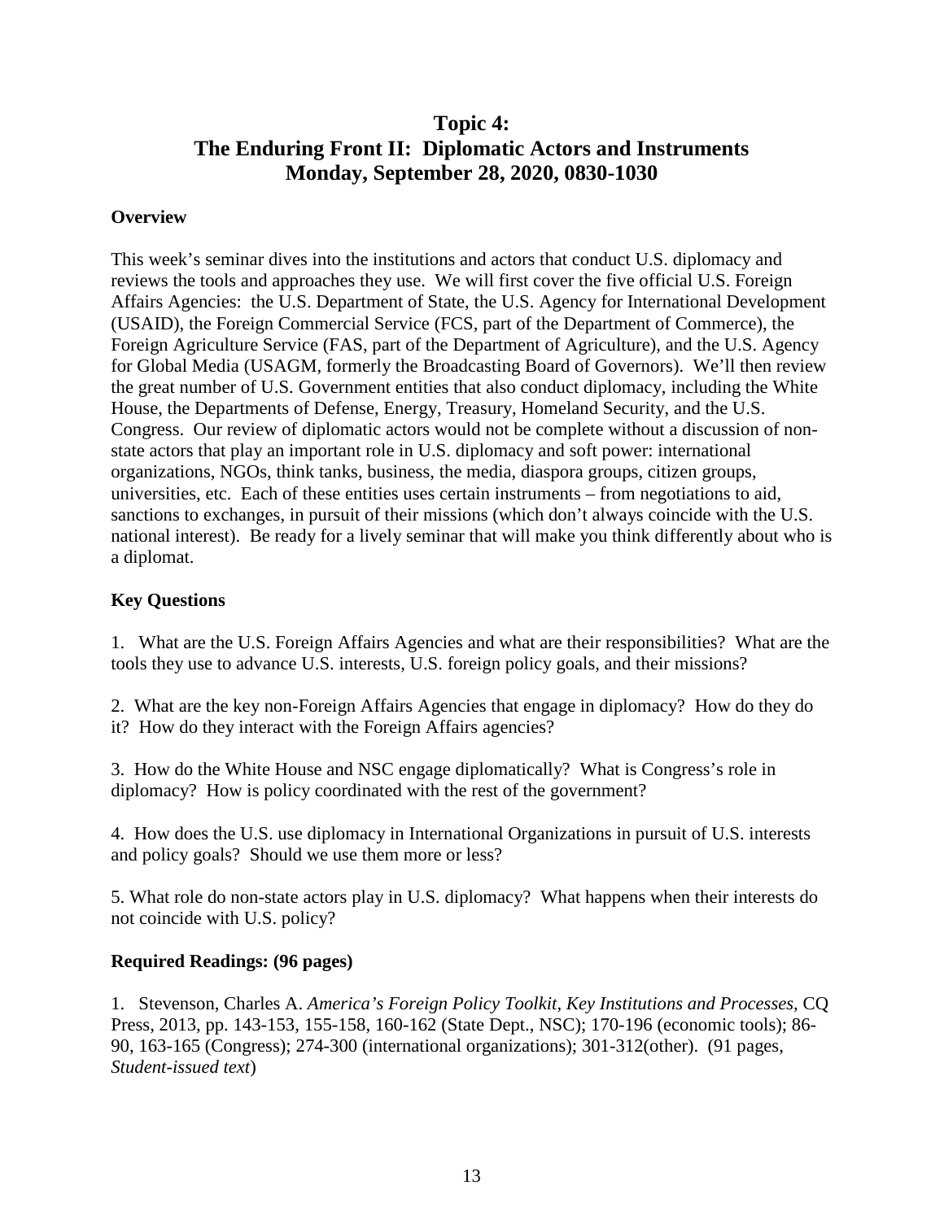# Topic 4:
# The Enduring Front II: Diplomatic Actors and Instruments
# Monday, September 28, 2020, 0830-1030

**Overview**

This week's seminar dives into the institutions and actors that conduct U.S. diplomacy and reviews the tools and approaches they use. We will first cover the five official U.S. Foreign Affairs Agencies: the U.S. Department of State, the U.S. Agency for International Development (USAID), the Foreign Commercial Service (FCS, part of the Department of Commerce), the Foreign Agriculture Service (FAS, part of the Department of Agriculture), and the U.S. Agency for Global Media (USAGM, formerly the Broadcasting Board of Governors). We'll then review the great number of U.S. Government entities that also conduct diplomacy, including the White House, the Departments of Defense, Energy, Treasury, Homeland Security, and the U.S. Congress. Our review of diplomatic actors would not be complete without a discussion of non-state actors that play an important role in U.S. diplomacy and soft power: international organizations, NGOs, think tanks, business, the media, diaspora groups, citizen groups, universities, etc. Each of these entities uses certain instruments – from negotiations to aid, sanctions to exchanges, in pursuit of their missions (which don't always coincide with the U.S. national interest). Be ready for a lively seminar that will make you think differently about who is a diplomat.

**Key Questions**

1. What are the U.S. Foreign Affairs Agencies and what are their responsibilities? What are the tools they use to advance U.S. interests, U.S. foreign policy goals, and their missions?

2. What are the key non-Foreign Affairs Agencies that engage in diplomacy? How do they do it? How do they interact with the Foreign Affairs agencies?

3. How do the White House and NSC engage diplomatically? What is Congress's role in diplomacy? How is policy coordinated with the rest of the government?

4. How does the U.S. use diplomacy in International Organizations in pursuit of U.S. interests and policy goals? Should we use them more or less?

5. What role do non-state actors play in U.S. diplomacy? What happens when their interests do not coincide with U.S. policy?

**Required Readings: (96 pages)**

1. Stevenson, Charles A. *America's Foreign Policy Toolkit, Key Institutions and Processes*, CQ Press, 2013, pp. 143-153, 155-158, 160-162 (State Dept., NSC); 170-196 (economic tools); 86-90, 163-165 (Congress); 274-300 (international organizations); 301-312(other). (91 pages, *Student-issued text*)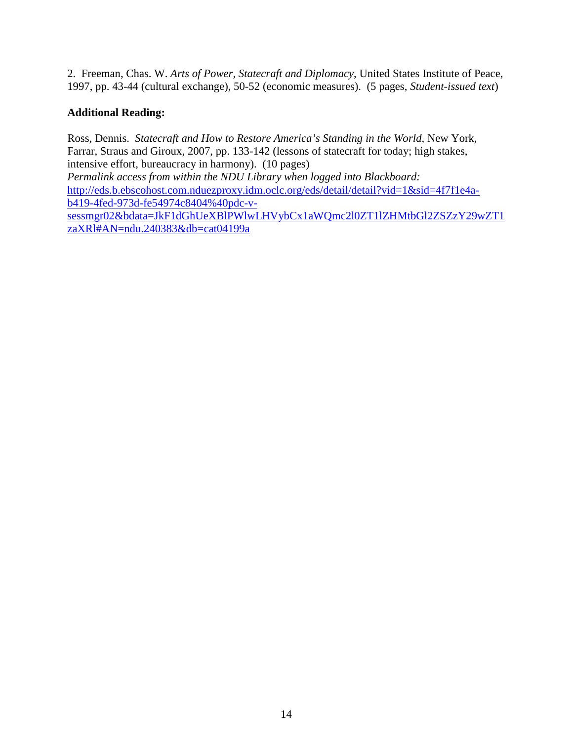2. Freeman, Chas. W. *Arts of Power, Statecraft and Diplomacy*, United States Institute of Peace, 1997, pp. 43-44 (cultural exchange), 50-52 (economic measures). (5 pages, *Student-issued text*)

**Additional Reading:**

Ross, Dennis. *Statecraft and How to Restore America's Standing in the World*, New York, Farrar, Straus and Giroux, 2007, pp. 133-142 (lessons of statecraft for today; high stakes, intensive effort, bureaucracy in harmony). (10 pages)
*Permalink access from within the NDU Library when logged into Blackboard:*
[http://eds.b.ebscohost.com.nduezproxy.idm.oclc.org/eds/detail/detail?vid=1&sid=4f7f1e4a-b419-4fed-973d-fe54974c8404%40pdc-v-sessmgr02&bdata=JkF1dGhUeXBlPWlwLHVybCx1aWQmc2l0ZT1lZHMtbGl2ZSZzY29wZT1zaXRl#AN=ndu.240383&db=cat04199a](http://eds.b.ebscohost.com.nduezproxy.idm.oclc.org/eds/detail/detail?vid=1&sid=4f7f1e4a-b419-4fed-973d-fe54974c8404%40pdc-v-sessmgr02&bdata=JkF1dGhUeXBlPWlwLHVybCx1aWQmc2l0ZT1lZHMtbGl2ZSZzY29wZT1zaXRl#AN=ndu.240383&db=cat04199a)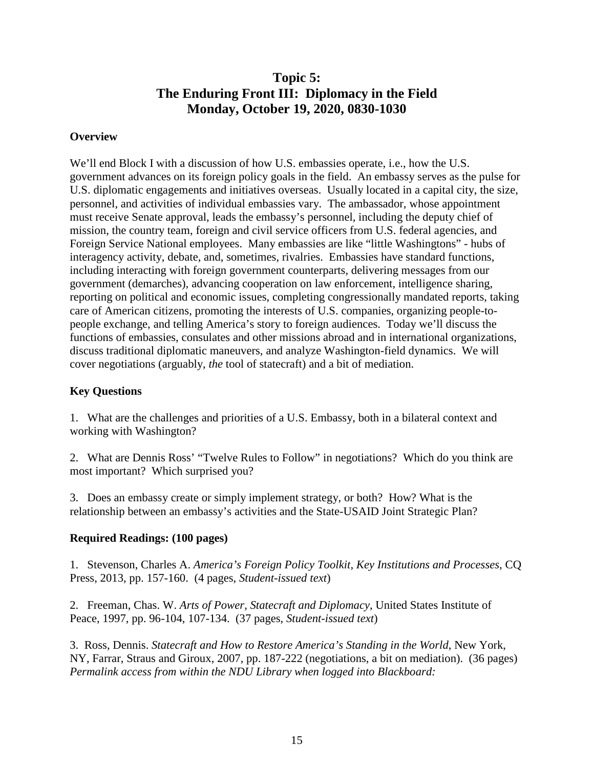# Topic 5:
# The Enduring Front III: Diplomacy in the Field
# Monday, October 19, 2020, 0830-1030

## Overview

We'll end Block I with a discussion of how U.S. embassies operate, i.e., how the U.S. government advances on its foreign policy goals in the field. An embassy serves as the pulse for U.S. diplomatic engagements and initiatives overseas. Usually located in a capital city, the size, personnel, and activities of individual embassies vary. The ambassador, whose appointment must receive Senate approval, leads the embassy's personnel, including the deputy chief of mission, the country team, foreign and civil service officers from U.S. federal agencies, and Foreign Service National employees. Many embassies are like "little Washingtons" - hubs of interagency activity, debate, and, sometimes, rivalries. Embassies have standard functions, including interacting with foreign government counterparts, delivering messages from our government (demarches), advancing cooperation on law enforcement, intelligence sharing, reporting on political and economic issues, completing congressionally mandated reports, taking care of American citizens, promoting the interests of U.S. companies, organizing people-to-people exchange, and telling America's story to foreign audiences. Today we'll discuss the functions of embassies, consulates and other missions abroad and in international organizations, discuss traditional diplomatic maneuvers, and analyze Washington-field dynamics. We will cover negotiations (arguably, *the* tool of statecraft) and a bit of mediation.

## Key Questions

1. What are the challenges and priorities of a U.S. Embassy, both in a bilateral context and working with Washington?

2. What are Dennis Ross' "Twelve Rules to Follow" in negotiations? Which do you think are most important? Which surprised you?

3. Does an embassy create or simply implement strategy, or both? How? What is the relationship between an embassy's activities and the State-USAID Joint Strategic Plan?

## Required Readings: (100 pages)

1. Stevenson, Charles A. *America's Foreign Policy Toolkit, Key Institutions and Processes*, CQ Press, 2013, pp. 157-160. (4 pages, *Student-issued text*)

2. Freeman, Chas. W. *Arts of Power, Statecraft and Diplomacy*, United States Institute of Peace, 1997, pp. 96-104, 107-134. (37 pages, *Student-issued text*)

3. Ross, Dennis. *Statecraft and How to Restore America's Standing in the World*, New York, NY, Farrar, Straus and Giroux, 2007, pp. 187-222 (negotiations, a bit on mediation). (36 pages) *Permalink access from within the NDU Library when logged into Blackboard:*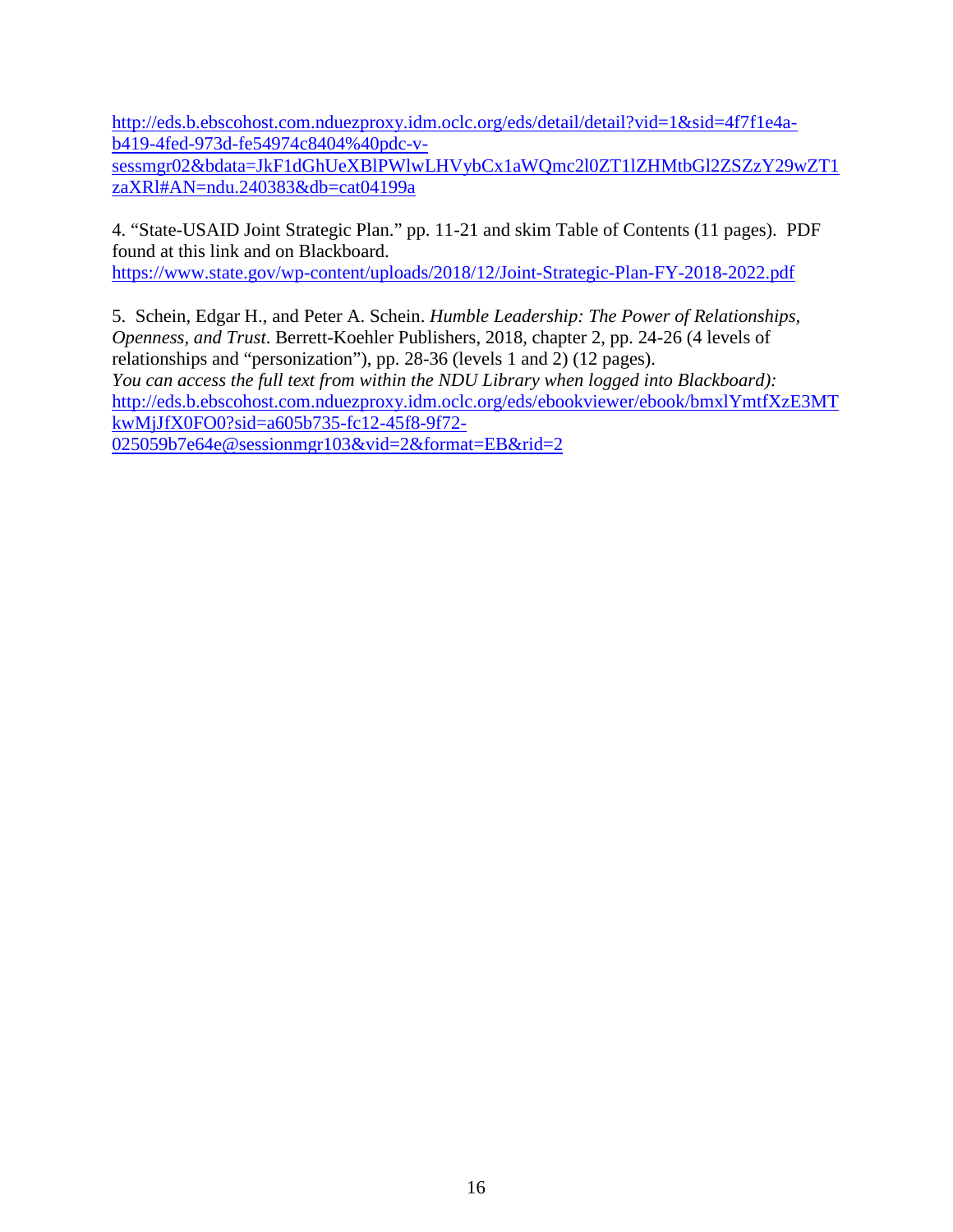http://eds.b.ebscohost.com.nduezproxy.idm.oclc.org/eds/detail/detail?vid=1&sid=4f7f1e4a-b419-4fed-973d-fe54974c8404%40pdc-v-sessmgr02&bdata=JkF1dGhUeXBlPWlwLHVybCx1aWQmc2l0ZT1lZHMtbGl2ZSZzY29wZT1zaXRl#AN=ndu.240383&db=cat04199a

4. "State-USAID Joint Strategic Plan." pp. 11-21 and skim Table of Contents (11 pages). PDF found at this link and on Blackboard.
https://www.state.gov/wp-content/uploads/2018/12/Joint-Strategic-Plan-FY-2018-2022.pdf

5. Schein, Edgar H., and Peter A. Schein. *Humble Leadership: The Power of Relationships, Openness, and Trust*. Berrett-Koehler Publishers, 2018, chapter 2, pp. 24-26 (4 levels of relationships and "personization"), pp. 28-36 (levels 1 and 2) (12 pages).
*You can access the full text from within the NDU Library when logged into Blackboard):*
http://eds.b.ebscohost.com.nduezproxy.idm.oclc.org/eds/ebookviewer/ebook/bmxlYmtfXzE3MTkwMjJfX0FO0?sid=a605b735-fc12-45f8-9f72-025059b7e64e@sessionmgr103&vid=2&format=EB&rid=2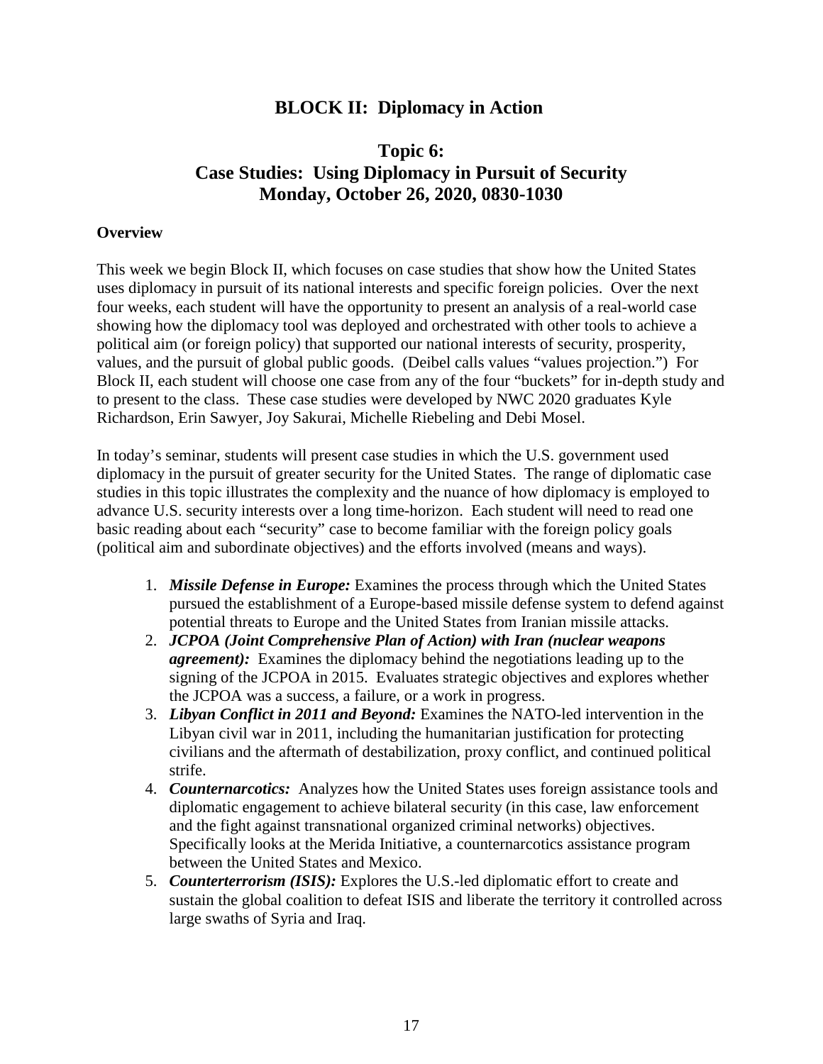## BLOCK II: Diplomacy in Action

### Topic 6:
### Case Studies: Using Diplomacy in Pursuit of Security
### Monday, October 26, 2020, 0830-1030

**Overview**

This week we begin Block II, which focuses on case studies that show how the United States uses diplomacy in pursuit of its national interests and specific foreign policies. Over the next four weeks, each student will have the opportunity to present an analysis of a real-world case showing how the diplomacy tool was deployed and orchestrated with other tools to achieve a political aim (or foreign policy) that supported our national interests of security, prosperity, values, and the pursuit of global public goods. (Deibel calls values "values projection.") For Block II, each student will choose one case from any of the four "buckets" for in-depth study and to present to the class. These case studies were developed by NWC 2020 graduates Kyle Richardson, Erin Sawyer, Joy Sakurai, Michelle Riebeling and Debi Mosel.

In today's seminar, students will present case studies in which the U.S. government used diplomacy in the pursuit of greater security for the United States. The range of diplomatic case studies in this topic illustrates the complexity and the nuance of how diplomacy is employed to advance U.S. security interests over a long time-horizon. Each student will need to read one basic reading about each "security" case to become familiar with the foreign policy goals (political aim and subordinate objectives) and the efforts involved (means and ways).

1. ***Missile Defense in Europe:*** Examines the process through which the United States pursued the establishment of a Europe-based missile defense system to defend against potential threats to Europe and the United States from Iranian missile attacks.
2. ***JCPOA (Joint Comprehensive Plan of Action) with Iran (nuclear weapons agreement):*** Examines the diplomacy behind the negotiations leading up to the signing of the JCPOA in 2015. Evaluates strategic objectives and explores whether the JCPOA was a success, a failure, or a work in progress.
3. ***Libyan Conflict in 2011 and Beyond:*** Examines the NATO-led intervention in the Libyan civil war in 2011, including the humanitarian justification for protecting civilians and the aftermath of destabilization, proxy conflict, and continued political strife.
4. ***Counternarcotics:*** Analyzes how the United States uses foreign assistance tools and diplomatic engagement to achieve bilateral security (in this case, law enforcement and the fight against transnational organized criminal networks) objectives. Specifically looks at the Merida Initiative, a counternarcotics assistance program between the United States and Mexico.
5. ***Counterterrorism (ISIS):*** Explores the U.S.-led diplomatic effort to create and sustain the global coalition to defeat ISIS and liberate the territory it controlled across large swaths of Syria and Iraq.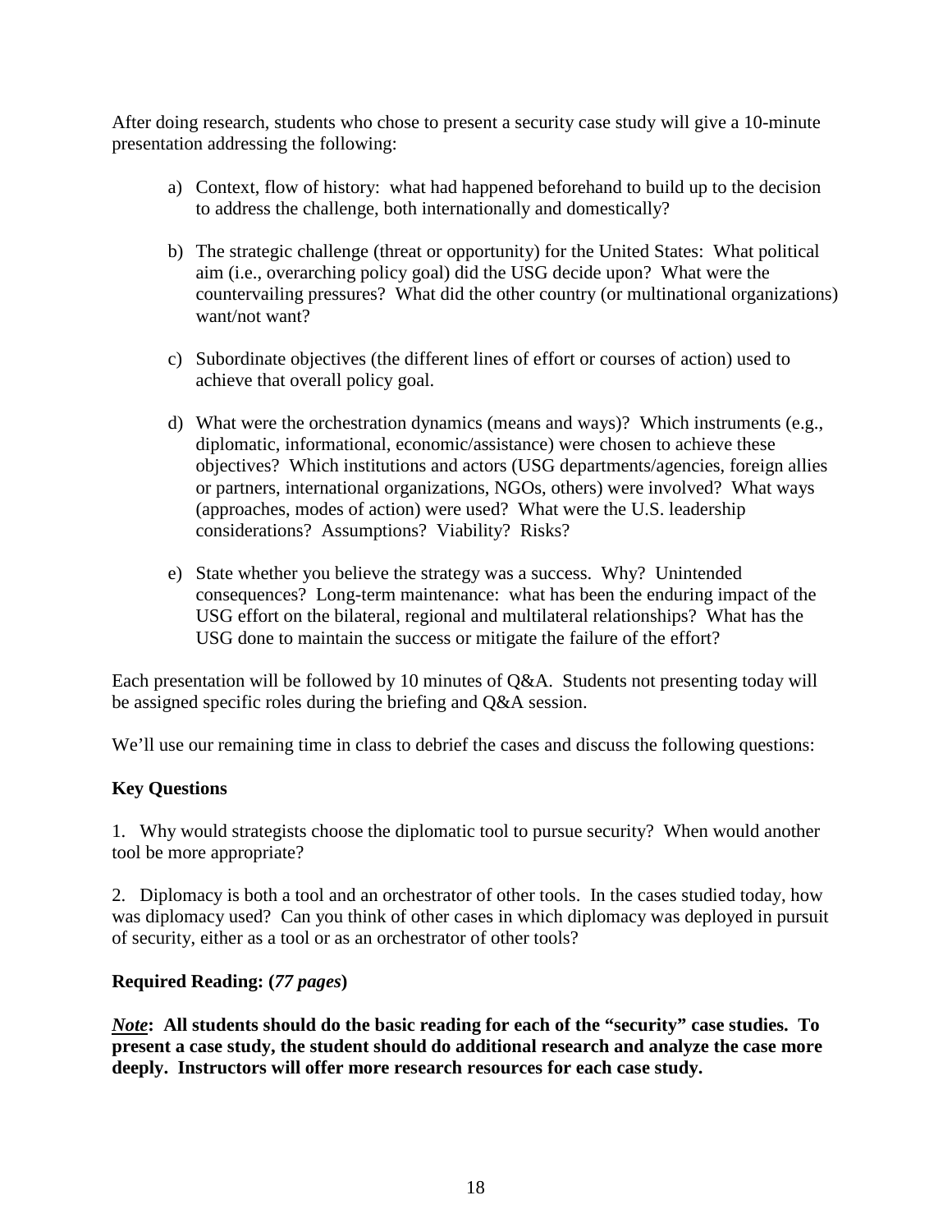After doing research, students who chose to present a security case study will give a 10-minute presentation addressing the following:

a) Context, flow of history: what had happened beforehand to build up to the decision to address the challenge, both internationally and domestically?

b) The strategic challenge (threat or opportunity) for the United States: What political aim (i.e., overarching policy goal) did the USG decide upon? What were the countervailing pressures? What did the other country (or multinational organizations) want/not want?

c) Subordinate objectives (the different lines of effort or courses of action) used to achieve that overall policy goal.

d) What were the orchestration dynamics (means and ways)? Which instruments (e.g., diplomatic, informational, economic/assistance) were chosen to achieve these objectives? Which institutions and actors (USG departments/agencies, foreign allies or partners, international organizations, NGOs, others) were involved? What ways (approaches, modes of action) were used? What were the U.S. leadership considerations? Assumptions? Viability? Risks?

e) State whether you believe the strategy was a success. Why? Unintended consequences? Long-term maintenance: what has been the enduring impact of the USG effort on the bilateral, regional and multilateral relationships? What has the USG done to maintain the success or mitigate the failure of the effort?

Each presentation will be followed by 10 minutes of Q&A. Students not presenting today will be assigned specific roles during the briefing and Q&A session.

We'll use our remaining time in class to debrief the cases and discuss the following questions:

**Key Questions**

1. Why would strategists choose the diplomatic tool to pursue security? When would another tool be more appropriate?

2. Diplomacy is both a tool and an orchestrator of other tools. In the cases studied today, how was diplomacy used? Can you think of other cases in which diplomacy was deployed in pursuit of security, either as a tool or as an orchestrator of other tools?

**Required Reading: (*77 pages*)**

***Note*: All students should do the basic reading for each of the "security" case studies. To present a case study, the student should do additional research and analyze the case more deeply. Instructors will offer more research resources for each case study.**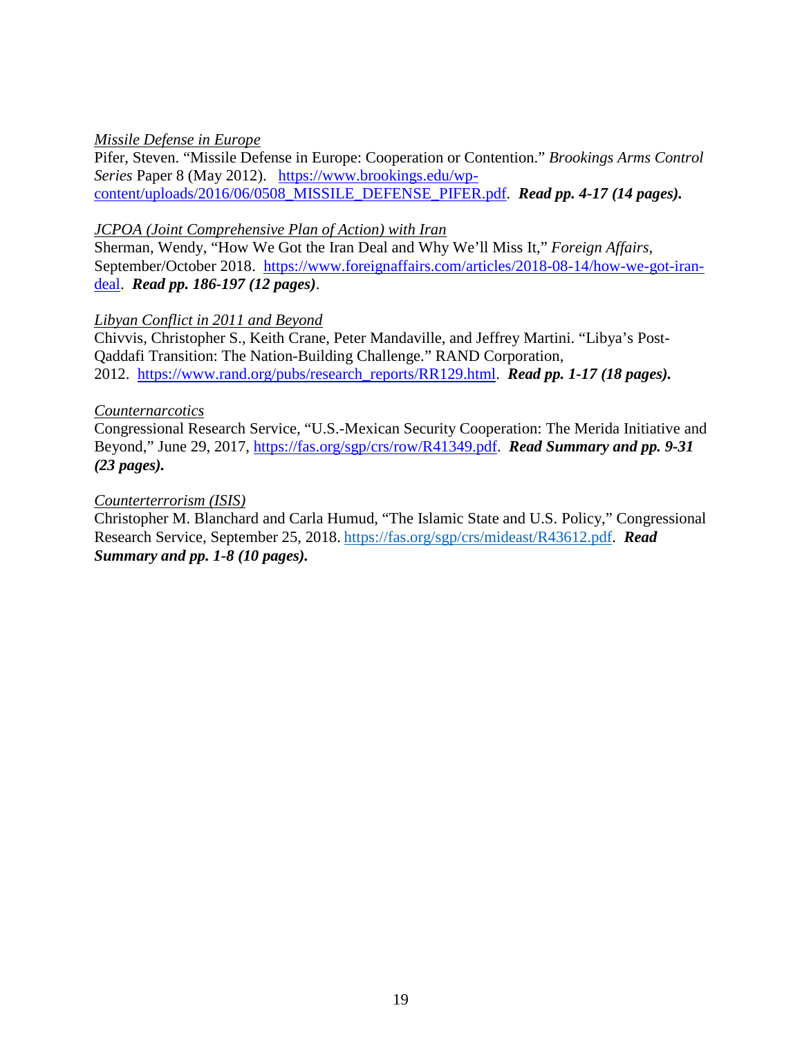_Missile Defense in Europe_
Pifer, Steven. "Missile Defense in Europe: Cooperation or Contention." *Brookings Arms Control Series* Paper 8 (May 2012). https://www.brookings.edu/wp-content/uploads/2016/06/0508_MISSILE_DEFENSE_PIFER.pdf. ***Read pp. 4-17 (14 pages).***

_JCPOA (Joint Comprehensive Plan of Action) with Iran_
Sherman, Wendy, "How We Got the Iran Deal and Why We'll Miss It," *Foreign Affairs*, September/October 2018. https://www.foreignaffairs.com/articles/2018-08-14/how-we-got-iran-deal. ***Read pp. 186-197 (12 pages)***.

_Libyan Conflict in 2011 and Beyond_
Chivvis, Christopher S., Keith Crane, Peter Mandaville, and Jeffrey Martini. "Libya's Post-Qaddafi Transition: The Nation-Building Challenge." RAND Corporation, 2012. https://www.rand.org/pubs/research_reports/RR129.html. ***Read pp. 1-17 (18 pages).***

_Counternarcotics_
Congressional Research Service, "U.S.-Mexican Security Cooperation: The Merida Initiative and Beyond," June 29, 2017, https://fas.org/sgp/crs/row/R41349.pdf. ***Read Summary and pp. 9-31 (23 pages).***

_Counterterrorism (ISIS)_
Christopher M. Blanchard and Carla Humud, "The Islamic State and U.S. Policy," Congressional Research Service, September 25, 2018. https://fas.org/sgp/crs/mideast/R43612.pdf. ***Read Summary and pp. 1-8 (10 pages).***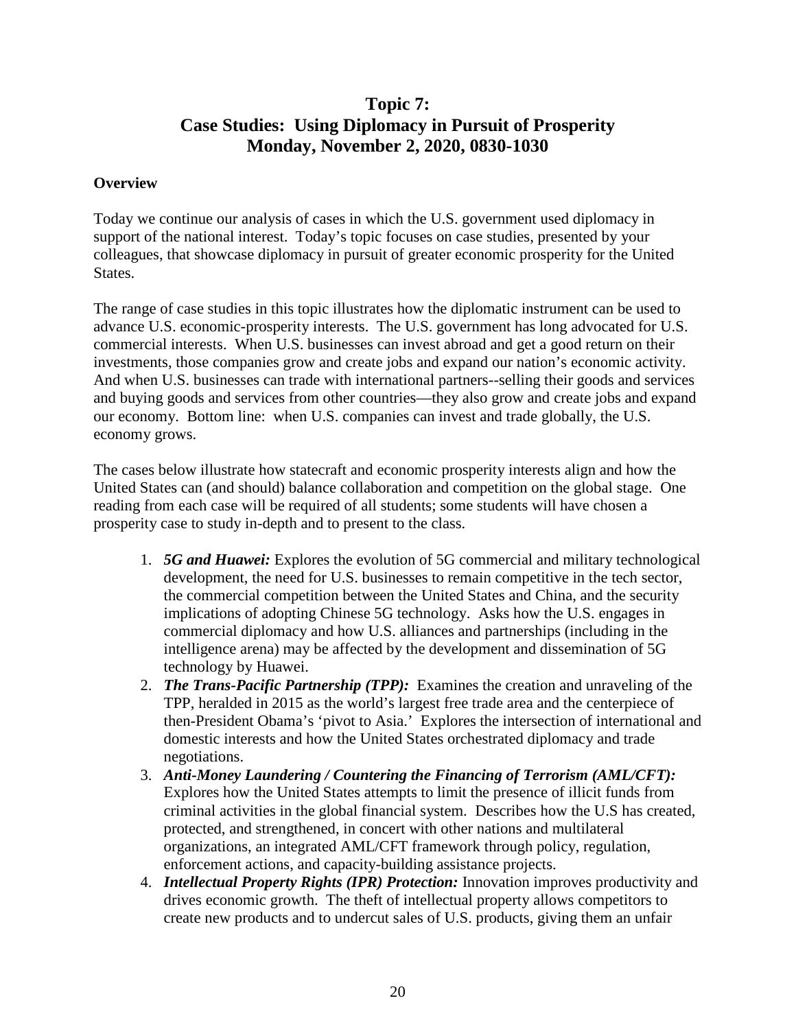# Topic 7: Case Studies: Using Diplomacy in Pursuit of Prosperity Monday, November 2, 2020, 0830-1030

## Overview

Today we continue our analysis of cases in which the U.S. government used diplomacy in support of the national interest. Today's topic focuses on case studies, presented by your colleagues, that showcase diplomacy in pursuit of greater economic prosperity for the United States.

The range of case studies in this topic illustrates how the diplomatic instrument can be used to advance U.S. economic-prosperity interests. The U.S. government has long advocated for U.S. commercial interests. When U.S. businesses can invest abroad and get a good return on their investments, those companies grow and create jobs and expand our nation's economic activity. And when U.S. businesses can trade with international partners--selling their goods and services and buying goods and services from other countries—they also grow and create jobs and expand our economy. Bottom line: when U.S. companies can invest and trade globally, the U.S. economy grows.

The cases below illustrate how statecraft and economic prosperity interests align and how the United States can (and should) balance collaboration and competition on the global stage. One reading from each case will be required of all students; some students will have chosen a prosperity case to study in-depth and to present to the class.

1. ***5G and Huawei:*** Explores the evolution of 5G commercial and military technological development, the need for U.S. businesses to remain competitive in the tech sector, the commercial competition between the United States and China, and the security implications of adopting Chinese 5G technology. Asks how the U.S. engages in commercial diplomacy and how U.S. alliances and partnerships (including in the intelligence arena) may be affected by the development and dissemination of 5G technology by Huawei.
2. ***The Trans-Pacific Partnership (TPP):*** Examines the creation and unraveling of the TPP, heralded in 2015 as the world's largest free trade area and the centerpiece of then-President Obama's 'pivot to Asia.' Explores the intersection of international and domestic interests and how the United States orchestrated diplomacy and trade negotiations.
3. ***Anti-Money Laundering / Countering the Financing of Terrorism (AML/CFT):*** Explores how the United States attempts to limit the presence of illicit funds from criminal activities in the global financial system. Describes how the U.S has created, protected, and strengthened, in concert with other nations and multilateral organizations, an integrated AML/CFT framework through policy, regulation, enforcement actions, and capacity-building assistance projects.
4. ***Intellectual Property Rights (IPR) Protection:*** Innovation improves productivity and drives economic growth. The theft of intellectual property allows competitors to create new products and to undercut sales of U.S. products, giving them an unfair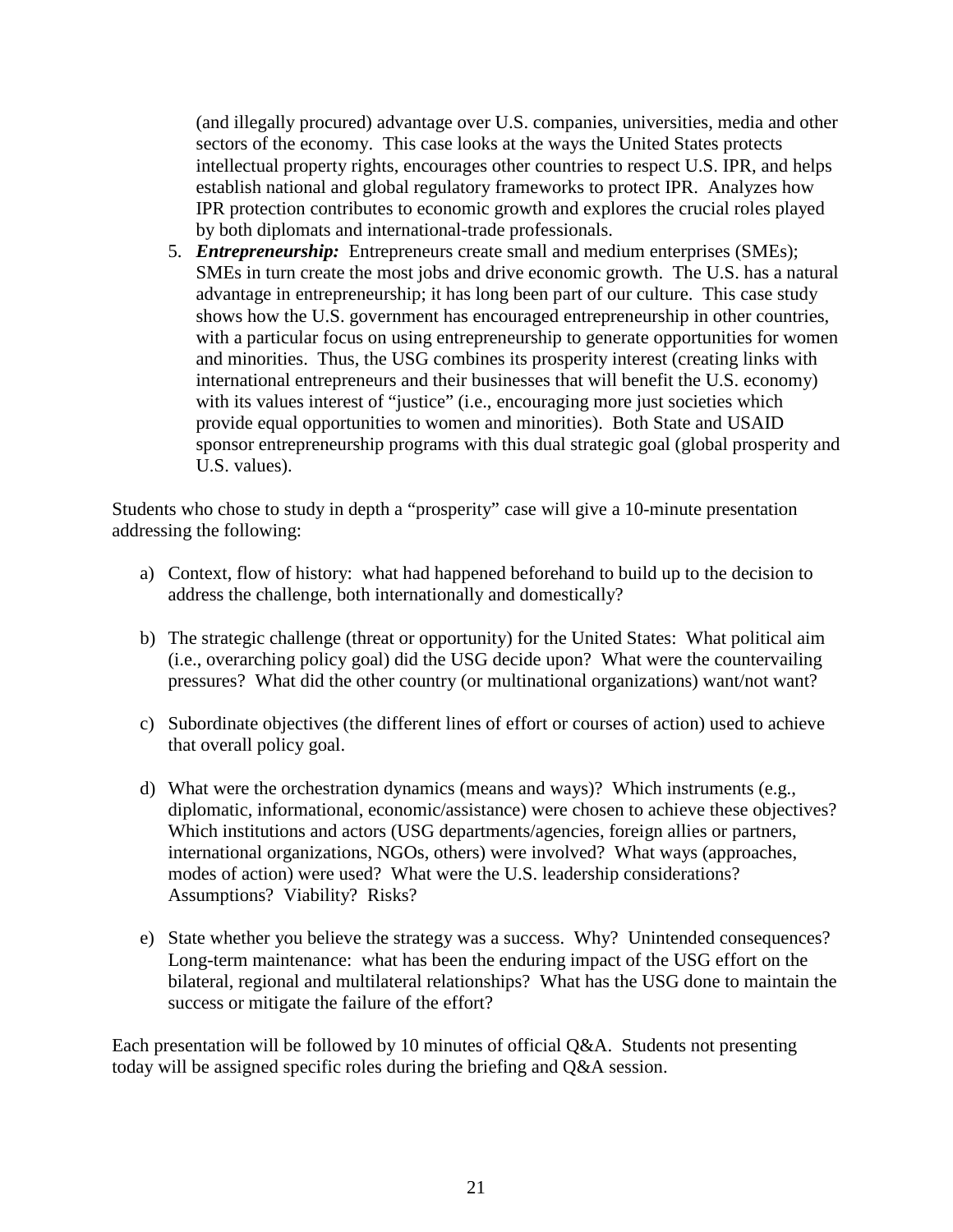(and illegally procured) advantage over U.S. companies, universities, media and other sectors of the economy. This case looks at the ways the United States protects intellectual property rights, encourages other countries to respect U.S. IPR, and helps establish national and global regulatory frameworks to protect IPR. Analyzes how IPR protection contributes to economic growth and explores the crucial roles played by both diplomats and international-trade professionals.

5. ***Entrepreneurship:*** Entrepreneurs create small and medium enterprises (SMEs); SMEs in turn create the most jobs and drive economic growth. The U.S. has a natural advantage in entrepreneurship; it has long been part of our culture. This case study shows how the U.S. government has encouraged entrepreneurship in other countries, with a particular focus on using entrepreneurship to generate opportunities for women and minorities. Thus, the USG combines its prosperity interest (creating links with international entrepreneurs and their businesses that will benefit the U.S. economy) with its values interest of "justice" (i.e., encouraging more just societies which provide equal opportunities to women and minorities). Both State and USAID sponsor entrepreneurship programs with this dual strategic goal (global prosperity and U.S. values).

Students who chose to study in depth a "prosperity" case will give a 10-minute presentation addressing the following:

a) Context, flow of history: what had happened beforehand to build up to the decision to address the challenge, both internationally and domestically?

b) The strategic challenge (threat or opportunity) for the United States: What political aim (i.e., overarching policy goal) did the USG decide upon? What were the countervailing pressures? What did the other country (or multinational organizations) want/not want?

c) Subordinate objectives (the different lines of effort or courses of action) used to achieve that overall policy goal.

d) What were the orchestration dynamics (means and ways)? Which instruments (e.g., diplomatic, informational, economic/assistance) were chosen to achieve these objectives? Which institutions and actors (USG departments/agencies, foreign allies or partners, international organizations, NGOs, others) were involved? What ways (approaches, modes of action) were used? What were the U.S. leadership considerations? Assumptions? Viability? Risks?

e) State whether you believe the strategy was a success. Why? Unintended consequences? Long-term maintenance: what has been the enduring impact of the USG effort on the bilateral, regional and multilateral relationships? What has the USG done to maintain the success or mitigate the failure of the effort?

Each presentation will be followed by 10 minutes of official Q&A. Students not presenting today will be assigned specific roles during the briefing and Q&A session.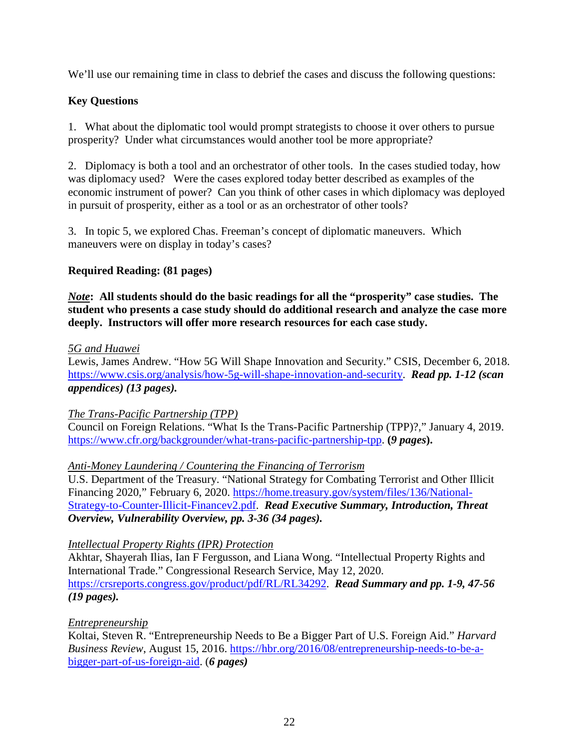We'll use our remaining time in class to debrief the cases and discuss the following questions:

**Key Questions**

1. What about the diplomatic tool would prompt strategists to choose it over others to pursue prosperity? Under what circumstances would another tool be more appropriate?

2. Diplomacy is both a tool and an orchestrator of other tools. In the cases studied today, how was diplomacy used? Were the cases explored today better described as examples of the economic instrument of power? Can you think of other cases in which diplomacy was deployed in pursuit of prosperity, either as a tool or as an orchestrator of other tools?

3. In topic 5, we explored Chas. Freeman's concept of diplomatic maneuvers. Which maneuvers were on display in today's cases?

**Required Reading: (81 pages)**

***Note*: All students should do the basic readings for all the "prosperity" case studies. The student who presents a case study should do additional research and analyze the case more deeply. Instructors will offer more research resources for each case study.**

*5G and Huawei*
Lewis, James Andrew. "How 5G Will Shape Innovation and Security." CSIS, December 6, 2018. https://www.csis.org/analysis/how-5g-will-shape-innovation-and-security. ***Read pp. 1-12 (scan appendices) (13 pages).***

*The Trans-Pacific Partnership (TPP)*
Council on Foreign Relations. "What Is the Trans-Pacific Partnership (TPP)?," January 4, 2019. https://www.cfr.org/backgrounder/what-trans-pacific-partnership-tpp. **(*9 pages*).**

*Anti-Money Laundering / Countering the Financing of Terrorism*
U.S. Department of the Treasury. "National Strategy for Combating Terrorist and Other Illicit Financing 2020," February 6, 2020. https://home.treasury.gov/system/files/136/National-Strategy-to-Counter-Illicit-Financev2.pdf. ***Read Executive Summary, Introduction, Threat Overview, Vulnerability Overview, pp. 3-36 (34 pages).***

*Intellectual Property Rights (IPR) Protection*
Akhtar, Shayerah Ilias, Ian F Fergusson, and Liana Wong. "Intellectual Property Rights and International Trade." Congressional Research Service, May 12, 2020. https://crsreports.congress.gov/product/pdf/RL/RL34292. ***Read Summary and pp. 1-9, 47-56 (19 pages).***

*Entrepreneurship*
Koltai, Steven R. "Entrepreneurship Needs to Be a Bigger Part of U.S. Foreign Aid." *Harvard Business Review*, August 15, 2016. https://hbr.org/2016/08/entrepreneurship-needs-to-be-a-bigger-part-of-us-foreign-aid. (***6 pages***)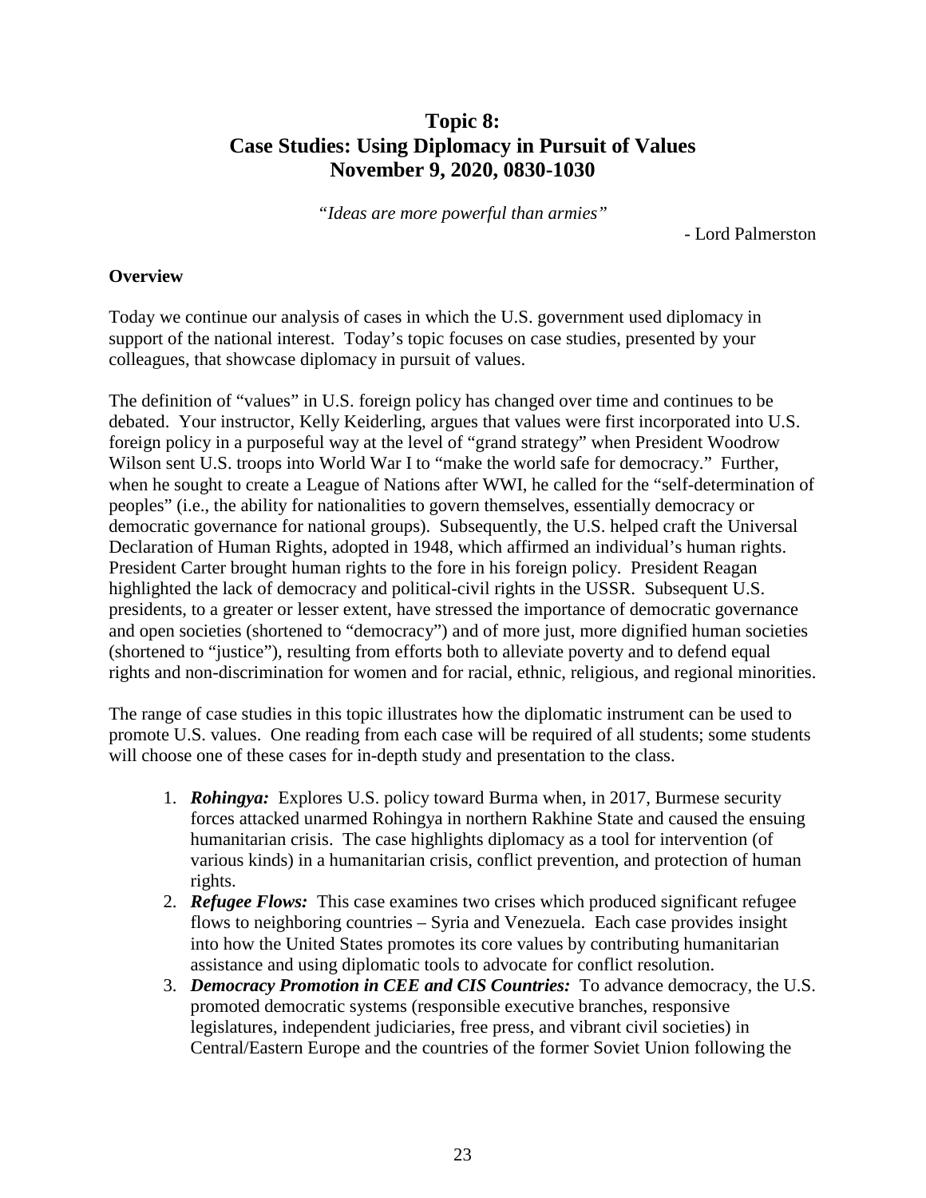# Topic 8:
# Case Studies: Using Diplomacy in Pursuit of Values
# November 9, 2020, 0830-1030

*"Ideas are more powerful than armies"*

- Lord Palmerston

**Overview**

Today we continue our analysis of cases in which the U.S. government used diplomacy in support of the national interest. Today's topic focuses on case studies, presented by your colleagues, that showcase diplomacy in pursuit of values.

The definition of "values" in U.S. foreign policy has changed over time and continues to be debated. Your instructor, Kelly Keiderling, argues that values were first incorporated into U.S. foreign policy in a purposeful way at the level of "grand strategy" when President Woodrow Wilson sent U.S. troops into World War I to "make the world safe for democracy." Further, when he sought to create a League of Nations after WWI, he called for the "self-determination of peoples" (i.e., the ability for nationalities to govern themselves, essentially democracy or democratic governance for national groups). Subsequently, the U.S. helped craft the Universal Declaration of Human Rights, adopted in 1948, which affirmed an individual's human rights. President Carter brought human rights to the fore in his foreign policy. President Reagan highlighted the lack of democracy and political-civil rights in the USSR. Subsequent U.S. presidents, to a greater or lesser extent, have stressed the importance of democratic governance and open societies (shortened to "democracy") and of more just, more dignified human societies (shortened to "justice"), resulting from efforts both to alleviate poverty and to defend equal rights and non-discrimination for women and for racial, ethnic, religious, and regional minorities.

The range of case studies in this topic illustrates how the diplomatic instrument can be used to promote U.S. values. One reading from each case will be required of all students; some students will choose one of these cases for in-depth study and presentation to the class.

1. ***Rohingya:*** Explores U.S. policy toward Burma when, in 2017, Burmese security forces attacked unarmed Rohingya in northern Rakhine State and caused the ensuing humanitarian crisis. The case highlights diplomacy as a tool for intervention (of various kinds) in a humanitarian crisis, conflict prevention, and protection of human rights.
2. ***Refugee Flows:*** This case examines two crises which produced significant refugee flows to neighboring countries – Syria and Venezuela. Each case provides insight into how the United States promotes its core values by contributing humanitarian assistance and using diplomatic tools to advocate for conflict resolution.
3. ***Democracy Promotion in CEE and CIS Countries:*** To advance democracy, the U.S. promoted democratic systems (responsible executive branches, responsive legislatures, independent judiciaries, free press, and vibrant civil societies) in Central/Eastern Europe and the countries of the former Soviet Union following the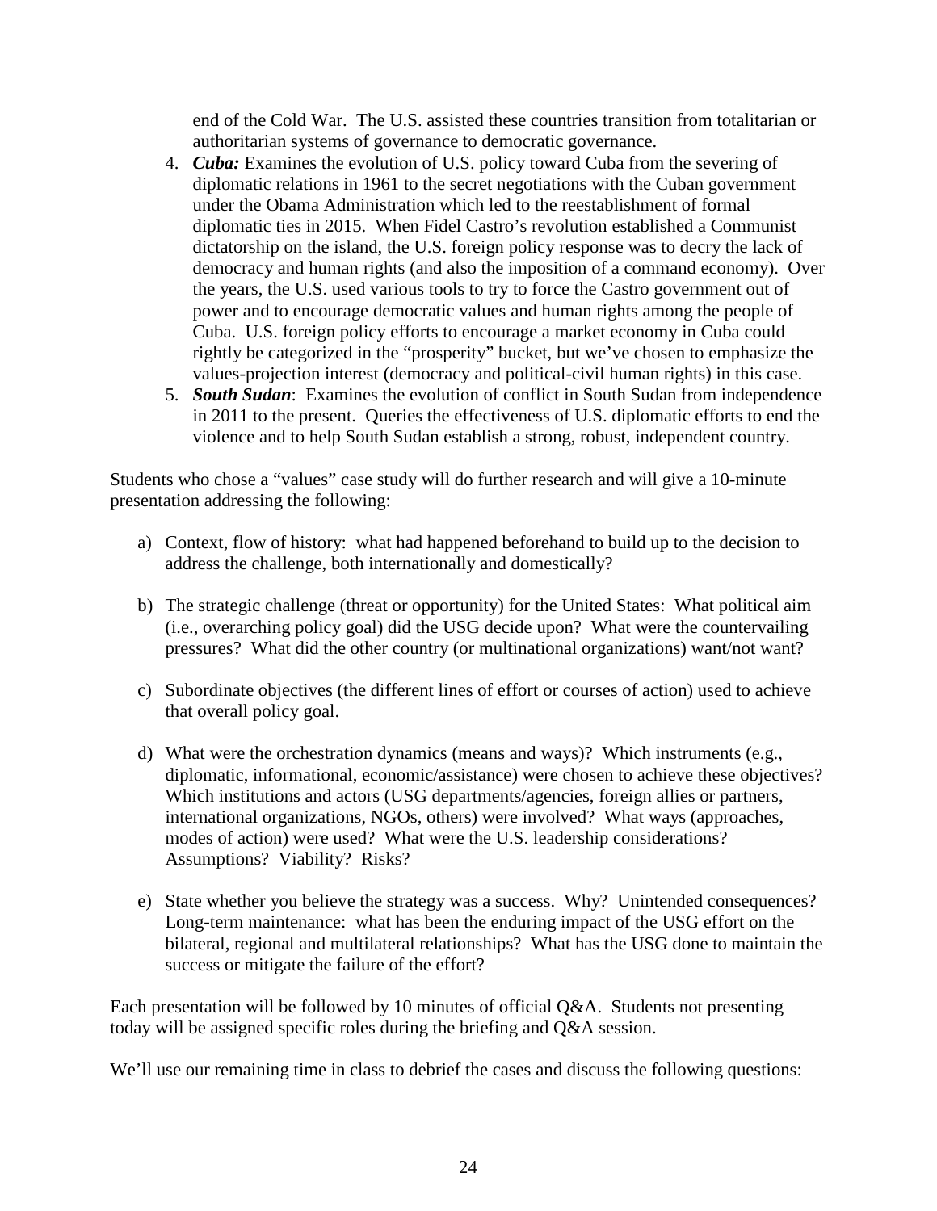end of the Cold War. The U.S. assisted these countries transition from totalitarian or authoritarian systems of governance to democratic governance.

4. ***Cuba:*** Examines the evolution of U.S. policy toward Cuba from the severing of diplomatic relations in 1961 to the secret negotiations with the Cuban government under the Obama Administration which led to the reestablishment of formal diplomatic ties in 2015. When Fidel Castro's revolution established a Communist dictatorship on the island, the U.S. foreign policy response was to decry the lack of democracy and human rights (and also the imposition of a command economy). Over the years, the U.S. used various tools to try to force the Castro government out of power and to encourage democratic values and human rights among the people of Cuba. U.S. foreign policy efforts to encourage a market economy in Cuba could rightly be categorized in the "prosperity" bucket, but we've chosen to emphasize the values-projection interest (democracy and political-civil human rights) in this case.
5. ***South Sudan***: Examines the evolution of conflict in South Sudan from independence in 2011 to the present. Queries the effectiveness of U.S. diplomatic efforts to end the violence and to help South Sudan establish a strong, robust, independent country.

Students who chose a "values" case study will do further research and will give a 10-minute presentation addressing the following:

a) Context, flow of history: what had happened beforehand to build up to the decision to address the challenge, both internationally and domestically?

b) The strategic challenge (threat or opportunity) for the United States: What political aim (i.e., overarching policy goal) did the USG decide upon? What were the countervailing pressures? What did the other country (or multinational organizations) want/not want?

c) Subordinate objectives (the different lines of effort or courses of action) used to achieve that overall policy goal.

d) What were the orchestration dynamics (means and ways)? Which instruments (e.g., diplomatic, informational, economic/assistance) were chosen to achieve these objectives? Which institutions and actors (USG departments/agencies, foreign allies or partners, international organizations, NGOs, others) were involved? What ways (approaches, modes of action) were used? What were the U.S. leadership considerations? Assumptions? Viability? Risks?

e) State whether you believe the strategy was a success. Why? Unintended consequences? Long-term maintenance: what has been the enduring impact of the USG effort on the bilateral, regional and multilateral relationships? What has the USG done to maintain the success or mitigate the failure of the effort?

Each presentation will be followed by 10 minutes of official Q&A. Students not presenting today will be assigned specific roles during the briefing and Q&A session.

We'll use our remaining time in class to debrief the cases and discuss the following questions: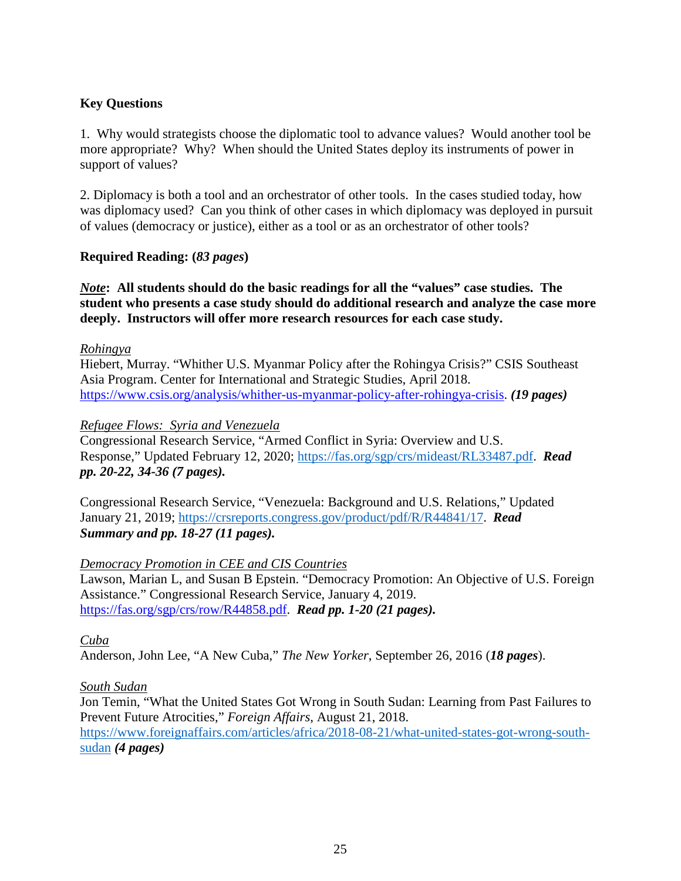**Key Questions**

1. Why would strategists choose the diplomatic tool to advance values? Would another tool be more appropriate? Why? When should the United States deploy its instruments of power in support of values?

2. Diplomacy is both a tool and an orchestrator of other tools. In the cases studied today, how was diplomacy used? Can you think of other cases in which diplomacy was deployed in pursuit of values (democracy or justice), either as a tool or as an orchestrator of other tools?

**Required Reading: (*83 pages*)**

***Note*: All students should do the basic readings for all the "values" case studies. The student who presents a case study should do additional research and analyze the case more deeply. Instructors will offer more research resources for each case study.**

*Rohingya*
Hiebert, Murray. "Whither U.S. Myanmar Policy after the Rohingya Crisis?" CSIS Southeast Asia Program. Center for International and Strategic Studies, April 2018. https://www.csis.org/analysis/whither-us-myanmar-policy-after-rohingya-crisis. ***(19 pages)***

*Refugee Flows: Syria and Venezuela*
Congressional Research Service, "Armed Conflict in Syria: Overview and U.S. Response," Updated February 12, 2020; https://fas.org/sgp/crs/mideast/RL33487.pdf. ***Read pp. 20-22, 34-36 (7 pages).***

Congressional Research Service, "Venezuela: Background and U.S. Relations," Updated January 21, 2019; https://crsreports.congress.gov/product/pdf/R/R44841/17. ***Read Summary and pp. 18-27 (11 pages).***

*Democracy Promotion in CEE and CIS Countries*
Lawson, Marian L, and Susan B Epstein. "Democracy Promotion: An Objective of U.S. Foreign Assistance." Congressional Research Service, January 4, 2019. https://fas.org/sgp/crs/row/R44858.pdf. ***Read pp. 1-20 (21 pages).***

*Cuba*
Anderson, John Lee, "A New Cuba," *The New Yorker*, September 26, 2016 (***18 pages***).

*South Sudan*
Jon Temin, "What the United States Got Wrong in South Sudan: Learning from Past Failures to Prevent Future Atrocities," *Foreign Affairs*, August 21, 2018. https://www.foreignaffairs.com/articles/africa/2018-08-21/what-united-states-got-wrong-south-sudan ***(4 pages)***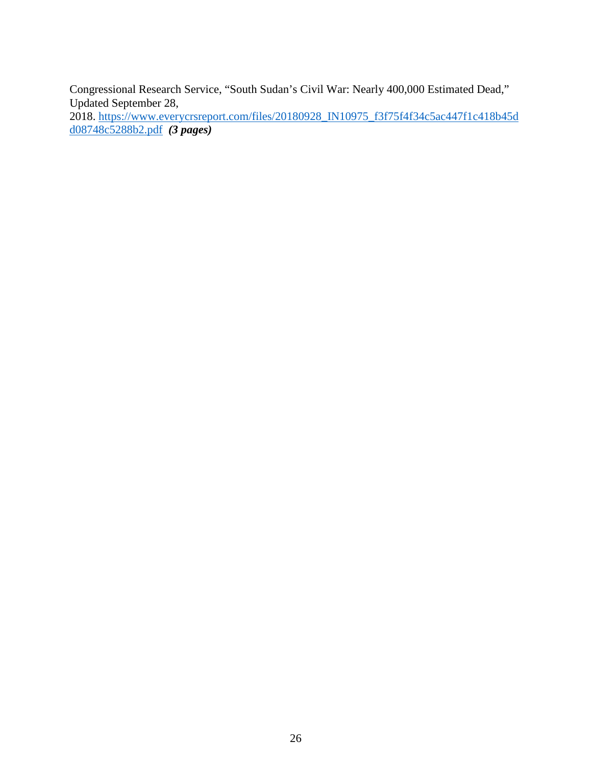Congressional Research Service, "South Sudan's Civil War: Nearly 400,000 Estimated Dead," Updated September 28, 2018. https://www.everycrsreport.com/files/20180928_IN10975_f3f75f4f34c5ac447f1c418b45dd08748c5288b2.pdf ***(3 pages)***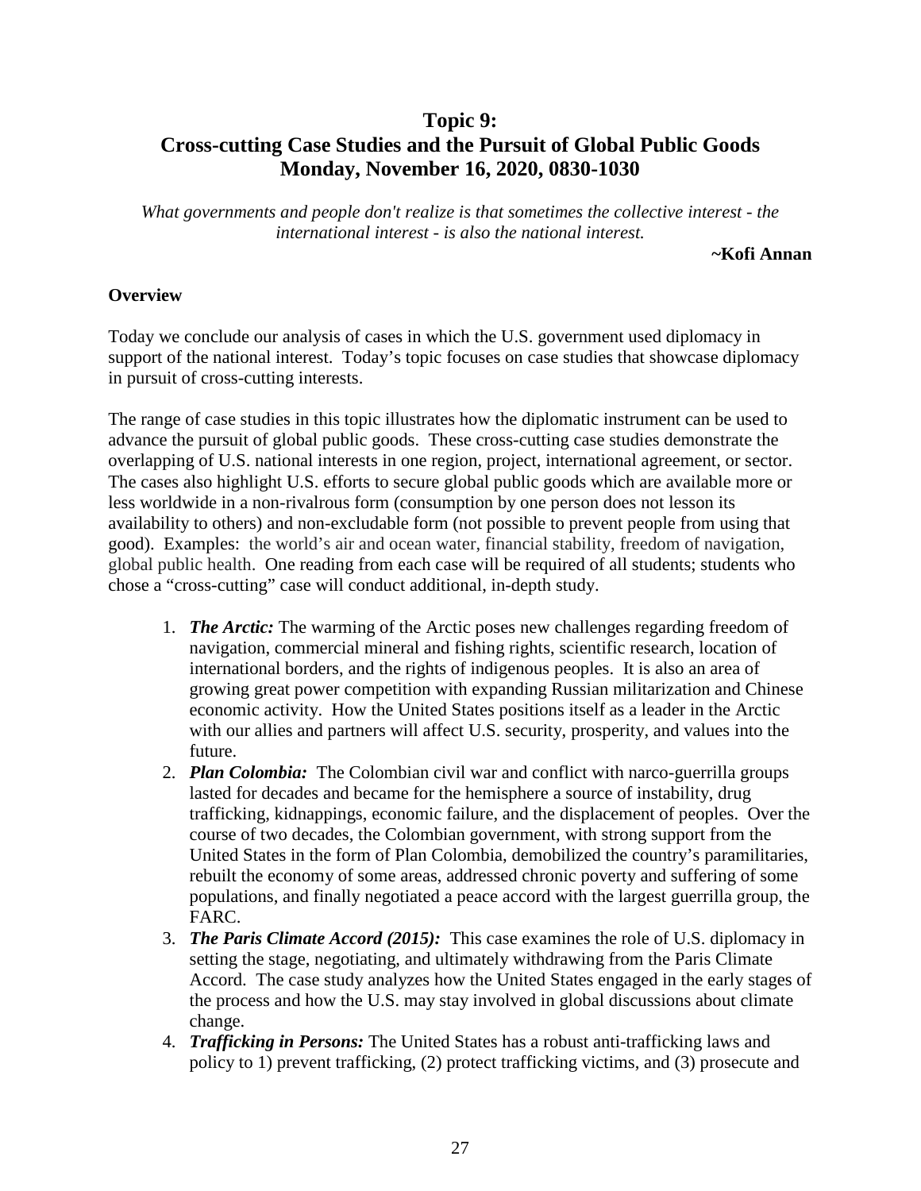# Topic 9:
# Cross-cutting Case Studies and the Pursuit of Global Public Goods
# Monday, November 16, 2020, 0830-1030

*What governments and people don't realize is that sometimes the collective interest - the international interest - is also the national interest.*

**~Kofi Annan**

**Overview**

Today we conclude our analysis of cases in which the U.S. government used diplomacy in support of the national interest. Today's topic focuses on case studies that showcase diplomacy in pursuit of cross-cutting interests.

The range of case studies in this topic illustrates how the diplomatic instrument can be used to advance the pursuit of global public goods. These cross-cutting case studies demonstrate the overlapping of U.S. national interests in one region, project, international agreement, or sector. The cases also highlight U.S. efforts to secure global public goods which are available more or less worldwide in a non-rivalrous form (consumption by one person does not lesson its availability to others) and non-excludable form (not possible to prevent people from using that good). Examples: the world's air and ocean water, financial stability, freedom of navigation, global public health. One reading from each case will be required of all students; students who chose a "cross-cutting" case will conduct additional, in-depth study.

1. ***The Arctic:*** The warming of the Arctic poses new challenges regarding freedom of navigation, commercial mineral and fishing rights, scientific research, location of international borders, and the rights of indigenous peoples. It is also an area of growing great power competition with expanding Russian militarization and Chinese economic activity. How the United States positions itself as a leader in the Arctic with our allies and partners will affect U.S. security, prosperity, and values into the future.
2. ***Plan Colombia:*** The Colombian civil war and conflict with narco-guerrilla groups lasted for decades and became for the hemisphere a source of instability, drug trafficking, kidnappings, economic failure, and the displacement of peoples. Over the course of two decades, the Colombian government, with strong support from the United States in the form of Plan Colombia, demobilized the country's paramilitaries, rebuilt the economy of some areas, addressed chronic poverty and suffering of some populations, and finally negotiated a peace accord with the largest guerrilla group, the FARC.
3. ***The Paris Climate Accord (2015):*** This case examines the role of U.S. diplomacy in setting the stage, negotiating, and ultimately withdrawing from the Paris Climate Accord. The case study analyzes how the United States engaged in the early stages of the process and how the U.S. may stay involved in global discussions about climate change.
4. ***Trafficking in Persons:*** The United States has a robust anti-trafficking laws and policy to 1) prevent trafficking, (2) protect trafficking victims, and (3) prosecute and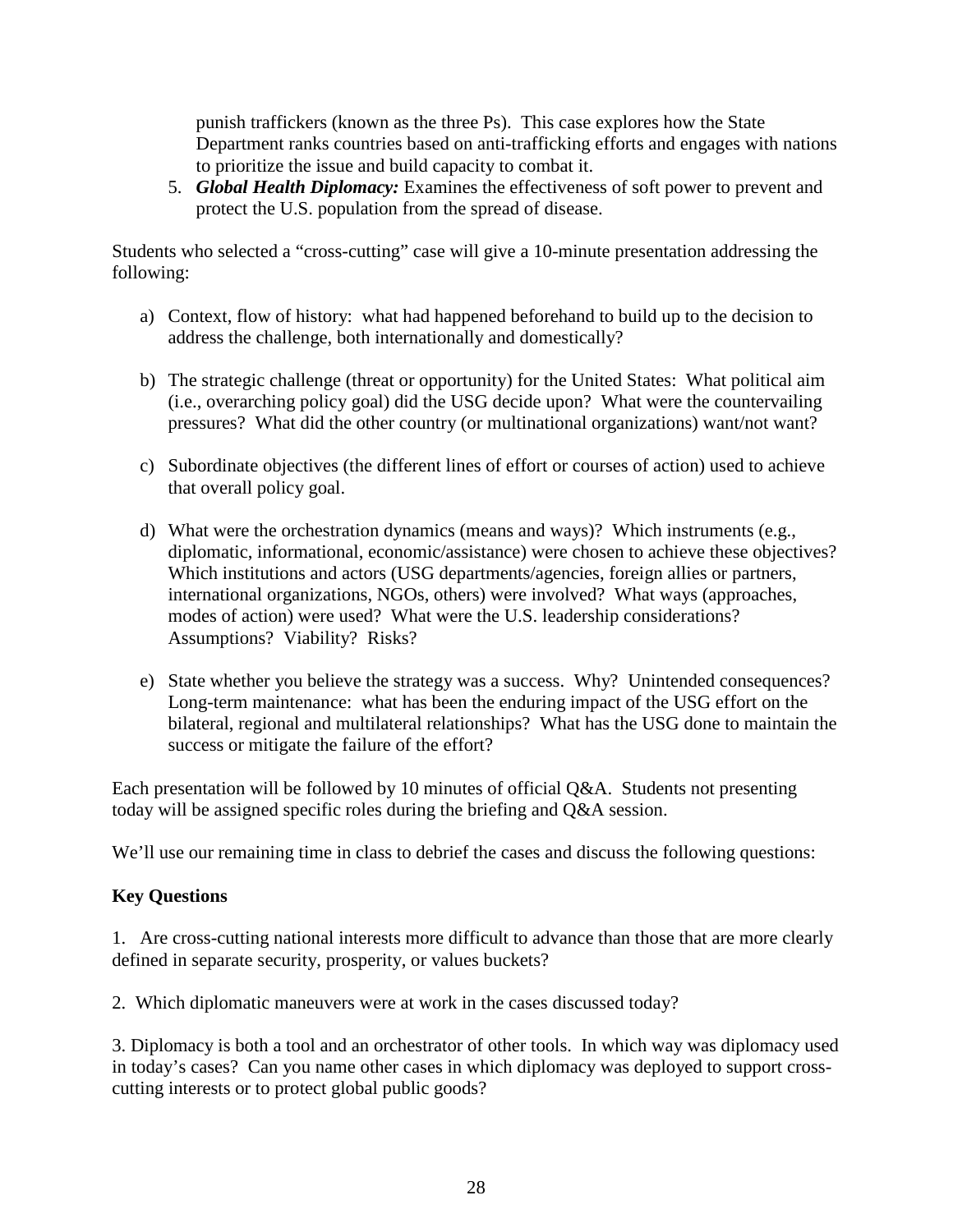punish traffickers (known as the three Ps). This case explores how the State Department ranks countries based on anti-trafficking efforts and engages with nations to prioritize the issue and build capacity to combat it.

5. ***Global Health Diplomacy:*** Examines the effectiveness of soft power to prevent and protect the U.S. population from the spread of disease.

Students who selected a "cross-cutting" case will give a 10-minute presentation addressing the following:

a) Context, flow of history: what had happened beforehand to build up to the decision to address the challenge, both internationally and domestically?

b) The strategic challenge (threat or opportunity) for the United States: What political aim (i.e., overarching policy goal) did the USG decide upon? What were the countervailing pressures? What did the other country (or multinational organizations) want/not want?

c) Subordinate objectives (the different lines of effort or courses of action) used to achieve that overall policy goal.

d) What were the orchestration dynamics (means and ways)? Which instruments (e.g., diplomatic, informational, economic/assistance) were chosen to achieve these objectives? Which institutions and actors (USG departments/agencies, foreign allies or partners, international organizations, NGOs, others) were involved? What ways (approaches, modes of action) were used? What were the U.S. leadership considerations? Assumptions? Viability? Risks?

e) State whether you believe the strategy was a success. Why? Unintended consequences? Long-term maintenance: what has been the enduring impact of the USG effort on the bilateral, regional and multilateral relationships? What has the USG done to maintain the success or mitigate the failure of the effort?

Each presentation will be followed by 10 minutes of official Q&A. Students not presenting today will be assigned specific roles during the briefing and Q&A session.

We'll use our remaining time in class to debrief the cases and discuss the following questions:

**Key Questions**

1. Are cross-cutting national interests more difficult to advance than those that are more clearly defined in separate security, prosperity, or values buckets?

2. Which diplomatic maneuvers were at work in the cases discussed today?

3. Diplomacy is both a tool and an orchestrator of other tools. In which way was diplomacy used in today's cases? Can you name other cases in which diplomacy was deployed to support cross-cutting interests or to protect global public goods?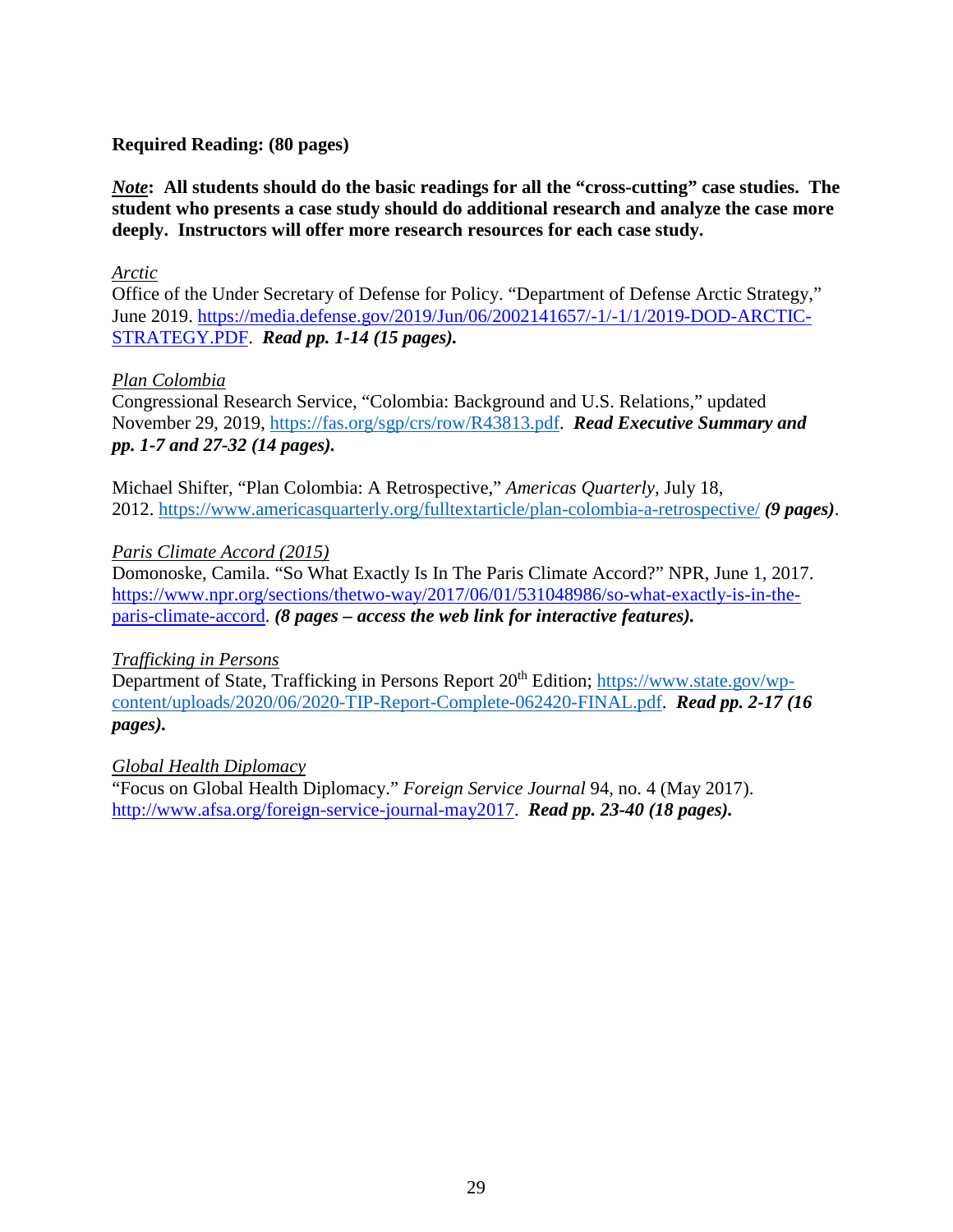**Required Reading: (80 pages)**

***Note*: All students should do the basic readings for all the "cross-cutting" case studies. The student who presents a case study should do additional research and analyze the case more deeply. Instructors will offer more research resources for each case study.**

*Arctic*

Office of the Under Secretary of Defense for Policy. "Department of Defense Arctic Strategy," June 2019. [https://media.defense.gov/2019/Jun/06/2002141657/-1/-1/1/2019-DOD-ARCTIC-STRATEGY.PDF](https://media.defense.gov/2019/Jun/06/2002141657/-1/-1/1/2019-DOD-ARCTIC-STRATEGY.PDF). ***Read pp. 1-14 (15 pages).***

*Plan Colombia*

Congressional Research Service, "Colombia: Background and U.S. Relations," updated November 29, 2019, [https://fas.org/sgp/crs/row/R43813.pdf](https://fas.org/sgp/crs/row/R43813.pdf). ***Read Executive Summary and pp. 1-7 and 27-32 (14 pages).***

Michael Shifter, "Plan Colombia: A Retrospective," *Americas Quarterly*, July 18, 2012. [https://www.americasquarterly.org/fulltextarticle/plan-colombia-a-retrospective/](https://www.americasquarterly.org/fulltextarticle/plan-colombia-a-retrospective/) ***(9 pages)***.

*Paris Climate Accord (2015)*

Domonoske, Camila. "So What Exactly Is In The Paris Climate Accord?" NPR, June 1, 2017. [https://www.npr.org/sections/thetwo-way/2017/06/01/531048986/so-what-exactly-is-in-the-paris-climate-accord](https://www.npr.org/sections/thetwo-way/2017/06/01/531048986/so-what-exactly-is-in-the-paris-climate-accord). ***(8 pages – access the web link for interactive features).***

*Trafficking in Persons*

Department of State, Trafficking in Persons Report 20th Edition; [https://www.state.gov/wp-content/uploads/2020/06/2020-TIP-Report-Complete-062420-FINAL.pdf](https://www.state.gov/wp-content/uploads/2020/06/2020-TIP-Report-Complete-062420-FINAL.pdf). ***Read pp. 2-17 (16 pages).***

*Global Health Diplomacy*

"Focus on Global Health Diplomacy." *Foreign Service Journal* 94, no. 4 (May 2017). [http://www.afsa.org/foreign-service-journal-may2017](http://www.afsa.org/foreign-service-journal-may2017). ***Read pp. 23-40 (18 pages).***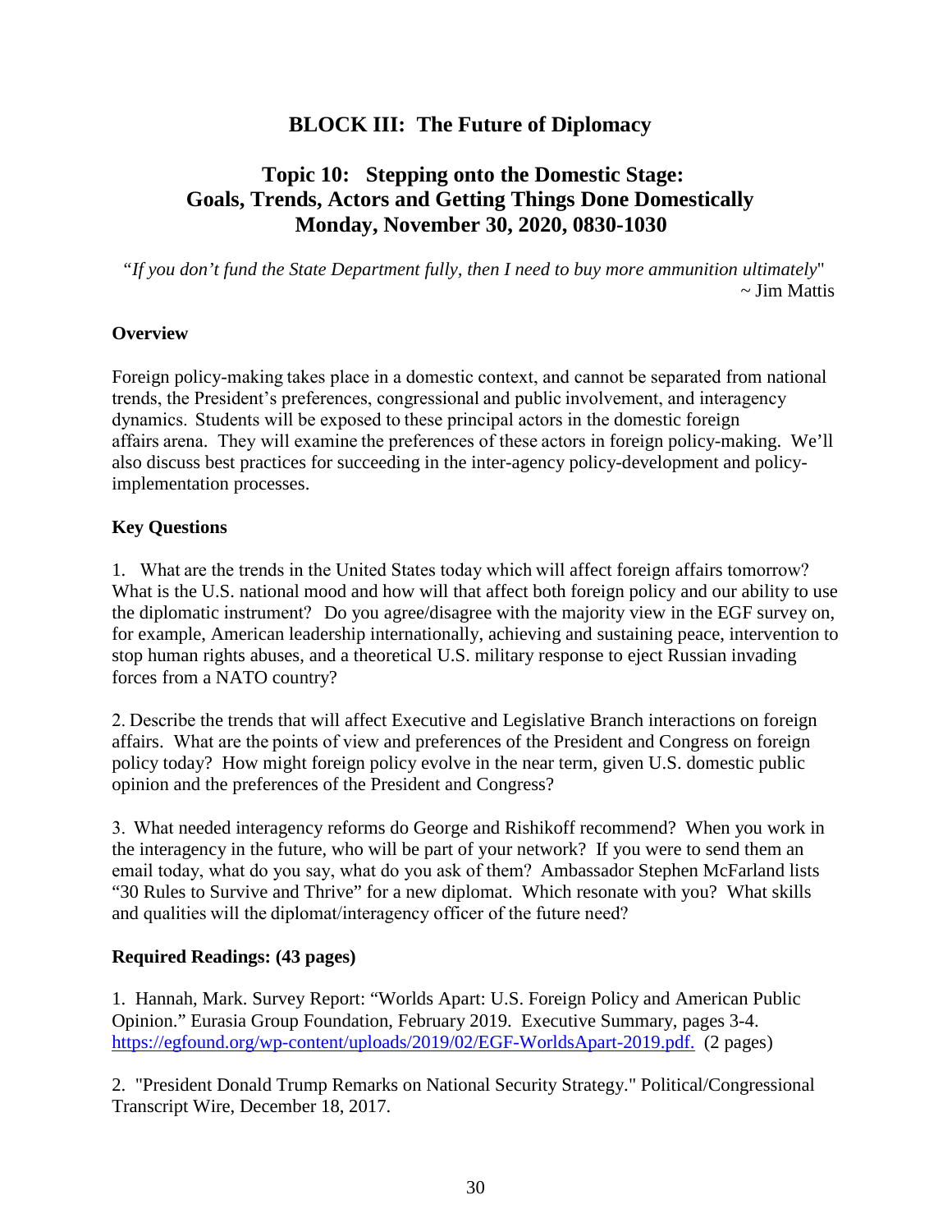## BLOCK III: The Future of Diplomacy

### Topic 10: Stepping onto the Domestic Stage: Goals, Trends, Actors and Getting Things Done Domestically Monday, November 30, 2020, 0830-1030

*"If you don't fund the State Department fully, then I need to buy more ammunition ultimately*"
~ Jim Mattis

**Overview**

Foreign policy-making takes place in a domestic context, and cannot be separated from national trends, the President's preferences, congressional and public involvement, and interagency dynamics. Students will be exposed to these principal actors in the domestic foreign affairs arena. They will examine the preferences of these actors in foreign policy-making. We'll also discuss best practices for succeeding in the inter-agency policy-development and policy-implementation processes.

**Key Questions**

1. What are the trends in the United States today which will affect foreign affairs tomorrow? What is the U.S. national mood and how will that affect both foreign policy and our ability to use the diplomatic instrument? Do you agree/disagree with the majority view in the EGF survey on, for example, American leadership internationally, achieving and sustaining peace, intervention to stop human rights abuses, and a theoretical U.S. military response to eject Russian invading forces from a NATO country?

2. Describe the trends that will affect Executive and Legislative Branch interactions on foreign affairs. What are the points of view and preferences of the President and Congress on foreign policy today? How might foreign policy evolve in the near term, given U.S. domestic public opinion and the preferences of the President and Congress?

3. What needed interagency reforms do George and Rishikoff recommend? When you work in the interagency in the future, who will be part of your network? If you were to send them an email today, what do you say, what do you ask of them? Ambassador Stephen McFarland lists "30 Rules to Survive and Thrive" for a new diplomat. Which resonate with you? What skills and qualities will the diplomat/interagency officer of the future need?

**Required Readings: (43 pages)**

1. Hannah, Mark. Survey Report: "Worlds Apart: U.S. Foreign Policy and American Public Opinion." Eurasia Group Foundation, February 2019. Executive Summary, pages 3-4. https://egfound.org/wp-content/uploads/2019/02/EGF-WorldsApart-2019.pdf. (2 pages)

2. "President Donald Trump Remarks on National Security Strategy." Political/Congressional Transcript Wire, December 18, 2017.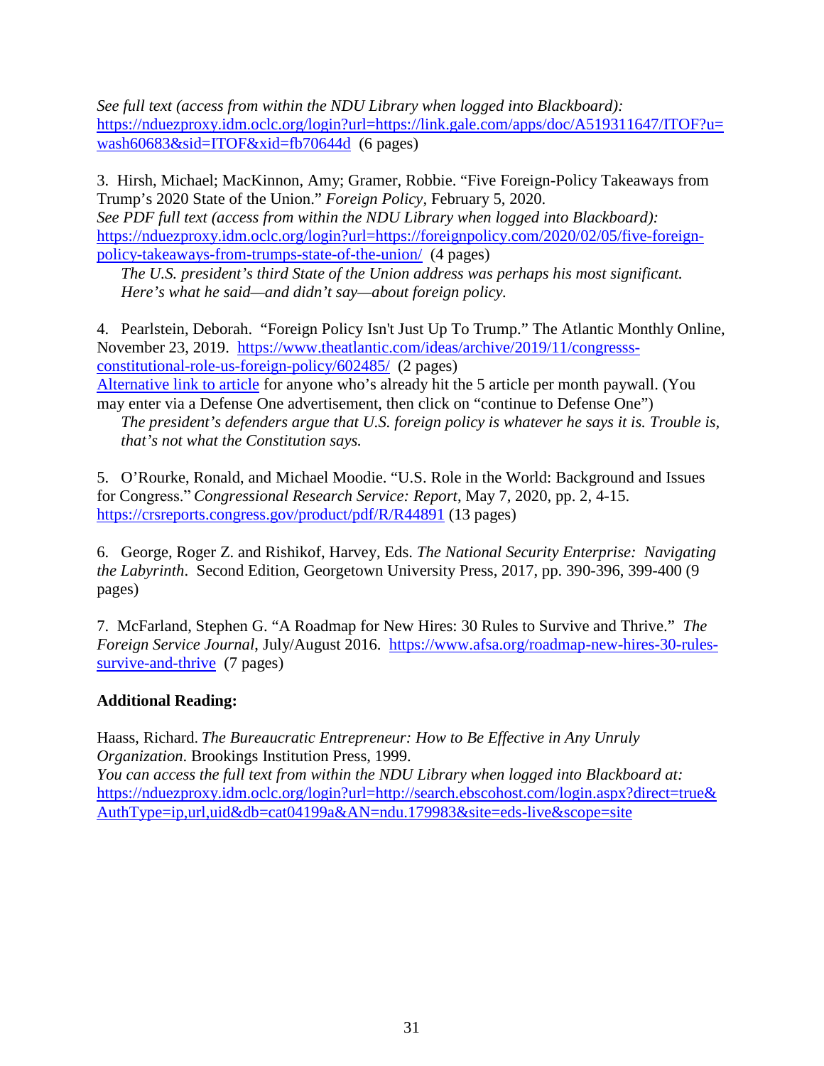*See full text (access from within the NDU Library when logged into Blackboard):* https://nduezproxy.idm.oclc.org/login?url=https://link.gale.com/apps/doc/A519311647/ITOF?u=wash60683&sid=ITOF&xid=fb70644d (6 pages)

3. Hirsh, Michael; MacKinnon, Amy; Gramer, Robbie. "Five Foreign-Policy Takeaways from Trump's 2020 State of the Union." *Foreign Policy*, February 5, 2020.
*See PDF full text (access from within the NDU Library when logged into Blackboard):* https://nduezproxy.idm.oclc.org/login?url=https://foreignpolicy.com/2020/02/05/five-foreign-policy-takeaways-from-trumps-state-of-the-union/ (4 pages)
*The U.S. president's third State of the Union address was perhaps his most significant. Here's what he said—and didn't say—about foreign policy.*

4. Pearlstein, Deborah. "Foreign Policy Isn't Just Up To Trump." The Atlantic Monthly Online, November 23, 2019. https://www.theatlantic.com/ideas/archive/2019/11/congresss-constitutional-role-us-foreign-policy/602485/ (2 pages)
Alternative link to article for anyone who's already hit the 5 article per month paywall. (You may enter via a Defense One advertisement, then click on "continue to Defense One")
*The president's defenders argue that U.S. foreign policy is whatever he says it is. Trouble is, that's not what the Constitution says.*

5. O'Rourke, Ronald, and Michael Moodie. "U.S. Role in the World: Background and Issues for Congress." *Congressional Research Service: Report*, May 7, 2020, pp. 2, 4-15. https://crsreports.congress.gov/product/pdf/R/R44891 (13 pages)

6. George, Roger Z. and Rishikof, Harvey, Eds. *The National Security Enterprise: Navigating the Labyrinth*. Second Edition, Georgetown University Press, 2017, pp. 390-396, 399-400 (9 pages)

7. McFarland, Stephen G. "A Roadmap for New Hires: 30 Rules to Survive and Thrive." *The Foreign Service Journal*, July/August 2016. https://www.afsa.org/roadmap-new-hires-30-rules-survive-and-thrive (7 pages)

**Additional Reading:**

Haass, Richard. *The Bureaucratic Entrepreneur: How to Be Effective in Any Unruly Organization*. Brookings Institution Press, 1999.
*You can access the full text from within the NDU Library when logged into Blackboard at:* https://nduezproxy.idm.oclc.org/login?url=http://search.ebscohost.com/login.aspx?direct=true&AuthType=ip,url,uid&db=cat04199a&AN=ndu.179983&site=eds-live&scope=site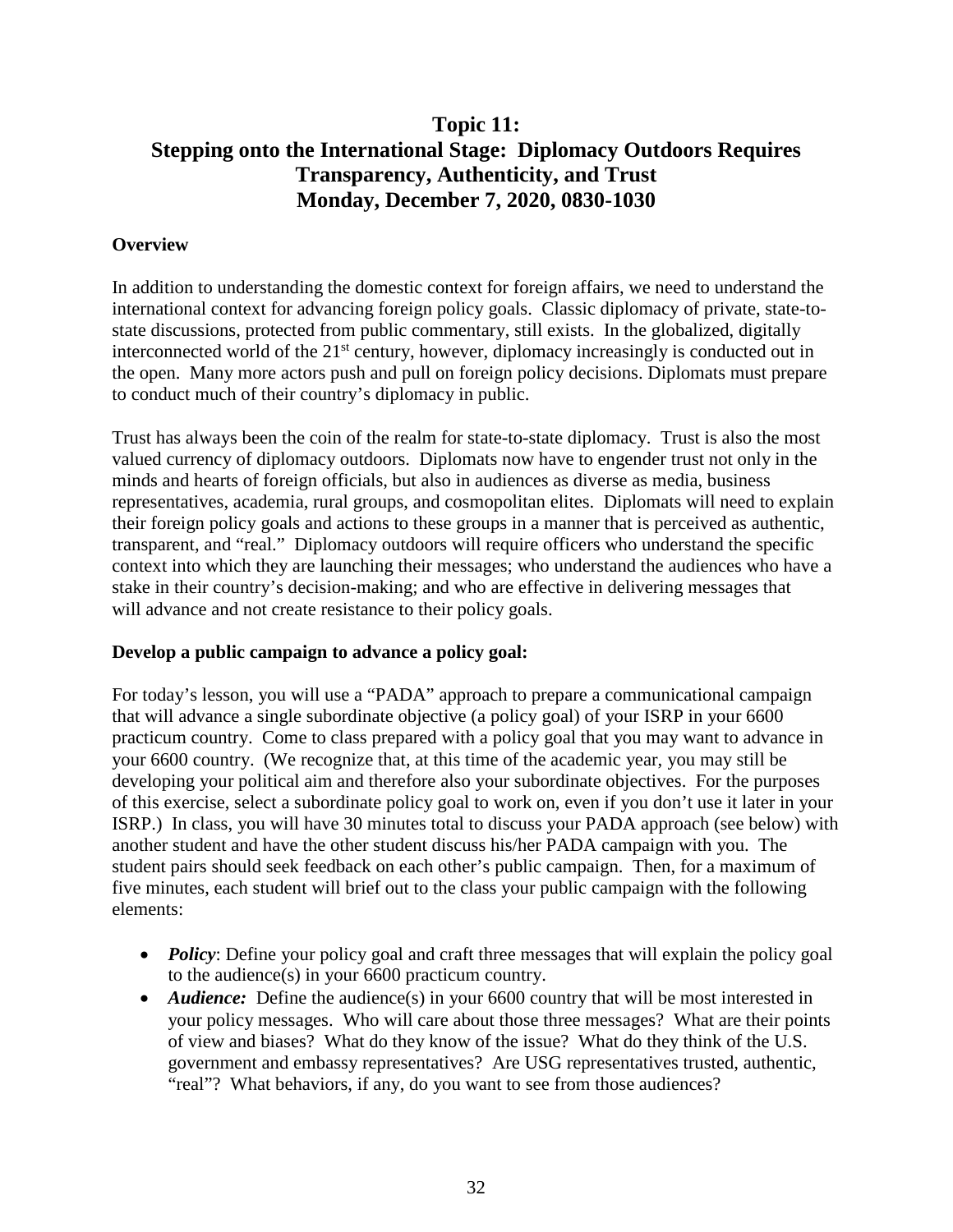# Topic 11: Stepping onto the International Stage: Diplomacy Outdoors Requires Transparency, Authenticity, and Trust Monday, December 7, 2020, 0830-1030

**Overview**

In addition to understanding the domestic context for foreign affairs, we need to understand the international context for advancing foreign policy goals. Classic diplomacy of private, state-to-state discussions, protected from public commentary, still exists. In the globalized, digitally interconnected world of the 21st century, however, diplomacy increasingly is conducted out in the open. Many more actors push and pull on foreign policy decisions. Diplomats must prepare to conduct much of their country's diplomacy in public.

Trust has always been the coin of the realm for state-to-state diplomacy. Trust is also the most valued currency of diplomacy outdoors. Diplomats now have to engender trust not only in the minds and hearts of foreign officials, but also in audiences as diverse as media, business representatives, academia, rural groups, and cosmopolitan elites. Diplomats will need to explain their foreign policy goals and actions to these groups in a manner that is perceived as authentic, transparent, and "real." Diplomacy outdoors will require officers who understand the specific context into which they are launching their messages; who understand the audiences who have a stake in their country's decision-making; and who are effective in delivering messages that will advance and not create resistance to their policy goals.

**Develop a public campaign to advance a policy goal:**

For today's lesson, you will use a "PADA" approach to prepare a communicational campaign that will advance a single subordinate objective (a policy goal) of your ISRP in your 6600 practicum country. Come to class prepared with a policy goal that you may want to advance in your 6600 country. (We recognize that, at this time of the academic year, you may still be developing your political aim and therefore also your subordinate objectives. For the purposes of this exercise, select a subordinate policy goal to work on, even if you don't use it later in your ISRP.) In class, you will have 30 minutes total to discuss your PADA approach (see below) with another student and have the other student discuss his/her PADA campaign with you. The student pairs should seek feedback on each other's public campaign. Then, for a maximum of five minutes, each student will brief out to the class your public campaign with the following elements:

- ***Policy***: Define your policy goal and craft three messages that will explain the policy goal to the audience(s) in your 6600 practicum country.
- ***Audience:*** Define the audience(s) in your 6600 country that will be most interested in your policy messages. Who will care about those three messages? What are their points of view and biases? What do they know of the issue? What do they think of the U.S. government and embassy representatives? Are USG representatives trusted, authentic, "real"? What behaviors, if any, do you want to see from those audiences?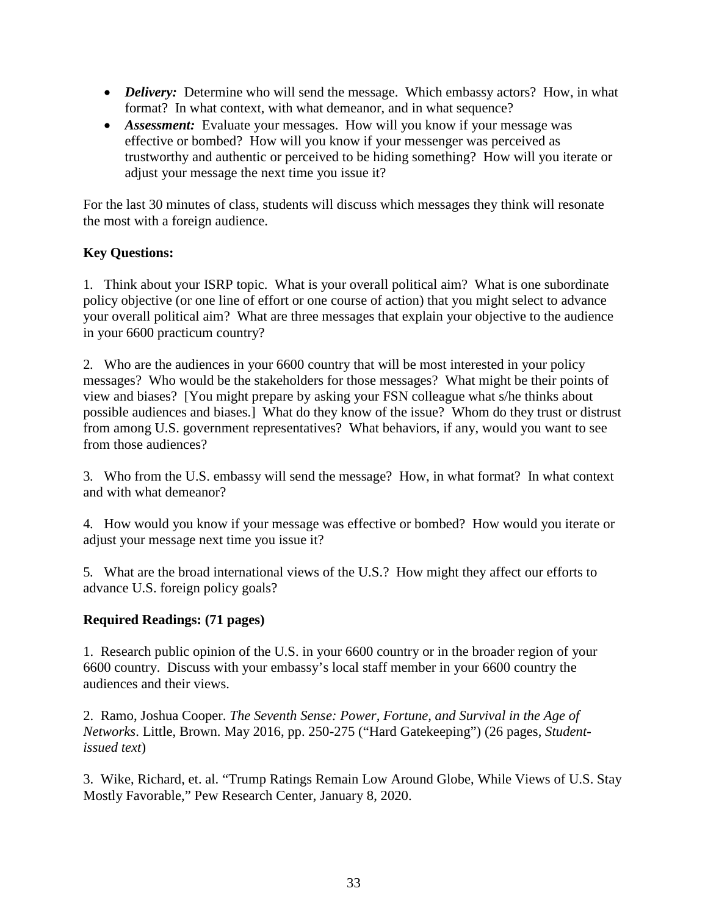- ***Delivery:*** Determine who will send the message. Which embassy actors? How, in what format? In what context, with what demeanor, and in what sequence?
- ***Assessment:*** Evaluate your messages. How will you know if your message was effective or bombed? How will you know if your messenger was perceived as trustworthy and authentic or perceived to be hiding something? How will you iterate or adjust your message the next time you issue it?

For the last 30 minutes of class, students will discuss which messages they think will resonate the most with a foreign audience.

**Key Questions:**

1. Think about your ISRP topic. What is your overall political aim? What is one subordinate policy objective (or one line of effort or one course of action) that you might select to advance your overall political aim? What are three messages that explain your objective to the audience in your 6600 practicum country?

2. Who are the audiences in your 6600 country that will be most interested in your policy messages? Who would be the stakeholders for those messages? What might be their points of view and biases? [You might prepare by asking your FSN colleague what s/he thinks about possible audiences and biases.] What do they know of the issue? Whom do they trust or distrust from among U.S. government representatives? What behaviors, if any, would you want to see from those audiences?

3. Who from the U.S. embassy will send the message? How, in what format? In what context and with what demeanor?

4. How would you know if your message was effective or bombed? How would you iterate or adjust your message next time you issue it?

5. What are the broad international views of the U.S.? How might they affect our efforts to advance U.S. foreign policy goals?

**Required Readings: (71 pages)**

1. Research public opinion of the U.S. in your 6600 country or in the broader region of your 6600 country. Discuss with your embassy's local staff member in your 6600 country the audiences and their views.

2. Ramo, Joshua Cooper. *The Seventh Sense: Power, Fortune, and Survival in the Age of Networks*. Little, Brown. May 2016, pp. 250-275 ("Hard Gatekeeping") (26 pages, *Student-issued text*)

3. Wike, Richard, et. al. "Trump Ratings Remain Low Around Globe, While Views of U.S. Stay Mostly Favorable," Pew Research Center, January 8, 2020.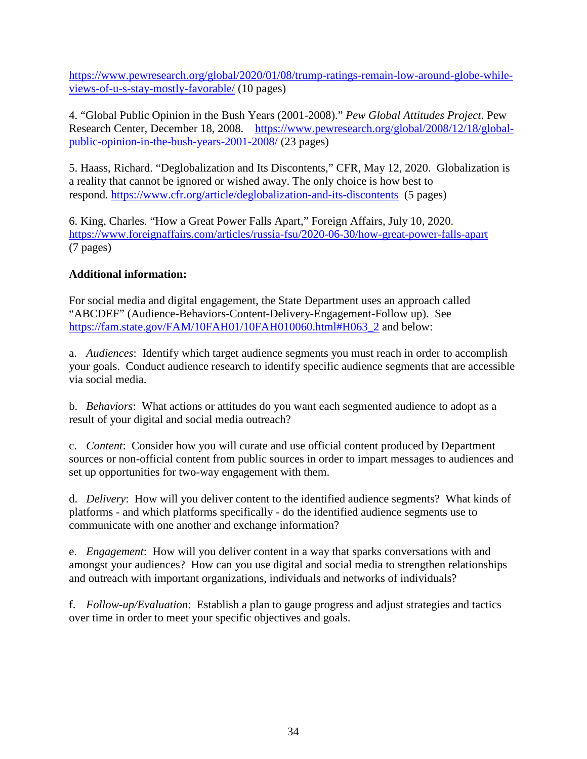https://www.pewresearch.org/global/2020/01/08/trump-ratings-remain-low-around-globe-while-views-of-u-s-stay-mostly-favorable/ (10 pages)

4. "Global Public Opinion in the Bush Years (2001-2008)." *Pew Global Attitudes Project*. Pew Research Center, December 18, 2008. https://www.pewresearch.org/global/2008/12/18/global-public-opinion-in-the-bush-years-2001-2008/ (23 pages)

5. Haass, Richard. "Deglobalization and Its Discontents," CFR, May 12, 2020. Globalization is a reality that cannot be ignored or wished away. The only choice is how best to respond. https://www.cfr.org/article/deglobalization-and-its-discontents (5 pages)

6. King, Charles. "How a Great Power Falls Apart," Foreign Affairs, July 10, 2020. https://www.foreignaffairs.com/articles/russia-fsu/2020-06-30/how-great-power-falls-apart (7 pages)

**Additional information:**

For social media and digital engagement, the State Department uses an approach called "ABCDEF" (Audience-Behaviors-Content-Delivery-Engagement-Follow up). See https://fam.state.gov/FAM/10FAH01/10FAH010060.html#H063_2 and below:

a. *Audiences*: Identify which target audience segments you must reach in order to accomplish your goals. Conduct audience research to identify specific audience segments that are accessible via social media.

b. *Behaviors*: What actions or attitudes do you want each segmented audience to adopt as a result of your digital and social media outreach?

c. *Content*: Consider how you will curate and use official content produced by Department sources or non-official content from public sources in order to impart messages to audiences and set up opportunities for two-way engagement with them.

d. *Delivery*: How will you deliver content to the identified audience segments? What kinds of platforms - and which platforms specifically - do the identified audience segments use to communicate with one another and exchange information?

e. *Engagement*: How will you deliver content in a way that sparks conversations with and amongst your audiences? How can you use digital and social media to strengthen relationships and outreach with important organizations, individuals and networks of individuals?

f. *Follow-up/Evaluation*: Establish a plan to gauge progress and adjust strategies and tactics over time in order to meet your specific objectives and goals.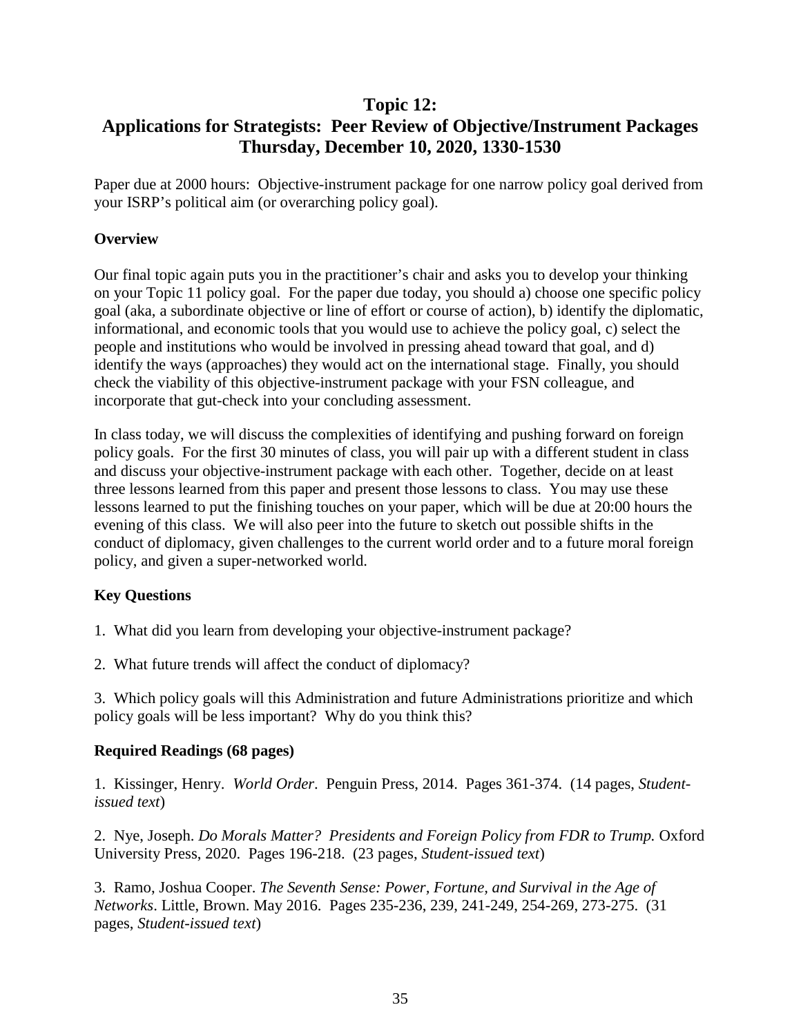# Topic 12:
# Applications for Strategists: Peer Review of Objective/Instrument Packages
# Thursday, December 10, 2020, 1330-1530

Paper due at 2000 hours: Objective-instrument package for one narrow policy goal derived from your ISRP's political aim (or overarching policy goal).

**Overview**

Our final topic again puts you in the practitioner's chair and asks you to develop your thinking on your Topic 11 policy goal. For the paper due today, you should a) choose one specific policy goal (aka, a subordinate objective or line of effort or course of action), b) identify the diplomatic, informational, and economic tools that you would use to achieve the policy goal, c) select the people and institutions who would be involved in pressing ahead toward that goal, and d) identify the ways (approaches) they would act on the international stage. Finally, you should check the viability of this objective-instrument package with your FSN colleague, and incorporate that gut-check into your concluding assessment.

In class today, we will discuss the complexities of identifying and pushing forward on foreign policy goals. For the first 30 minutes of class, you will pair up with a different student in class and discuss your objective-instrument package with each other. Together, decide on at least three lessons learned from this paper and present those lessons to class. You may use these lessons learned to put the finishing touches on your paper, which will be due at 20:00 hours the evening of this class. We will also peer into the future to sketch out possible shifts in the conduct of diplomacy, given challenges to the current world order and to a future moral foreign policy, and given a super-networked world.

**Key Questions**

1. What did you learn from developing your objective-instrument package?

2. What future trends will affect the conduct of diplomacy?

3. Which policy goals will this Administration and future Administrations prioritize and which policy goals will be less important? Why do you think this?

**Required Readings (68 pages)**

1. Kissinger, Henry. *World Order*. Penguin Press, 2014. Pages 361-374. (14 pages, *Student-issued text*)

2. Nye, Joseph. *Do Morals Matter? Presidents and Foreign Policy from FDR to Trump.* Oxford University Press, 2020. Pages 196-218. (23 pages, *Student-issued text*)

3. Ramo, Joshua Cooper. *The Seventh Sense: Power, Fortune, and Survival in the Age of Networks*. Little, Brown. May 2016. Pages 235-236, 239, 241-249, 254-269, 273-275. (31 pages, *Student-issued text*)